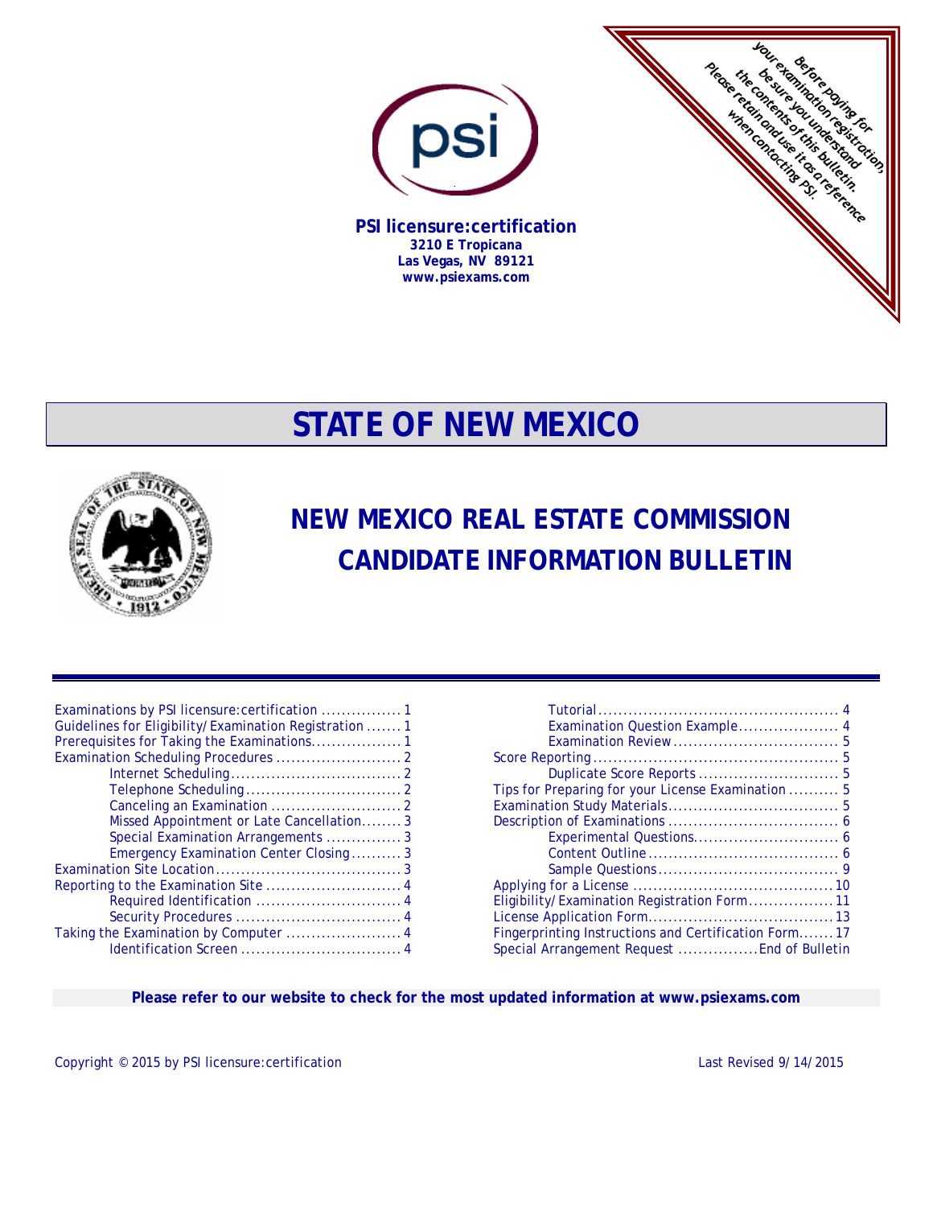Before paying for your examination registration, be sure you understand the contents of this bulletin. Please retain and use it as a reference when contacting PSI.

**PSI licensure:certification**
**3210 E Tropicana**
**Las Vegas, NV 89121**
**www.psiexams.com**

# STATE OF NEW MEXICO

## NEW MEXICO REAL ESTATE COMMISSION CANDIDATE INFORMATION BULLETIN

- Examinations by PSI licensure:certification ................ 1
- Guidelines for Eligibility/Examination Registration ....... 1
- Prerequisites for Taking the Examinations.................. 1
- Examination Scheduling Procedures ......................... 2
  - Internet Scheduling.................................. 2
  - Telephone Scheduling................................ 2
  - Canceling an Examination ........................... 2
  - Missed Appointment or Late Cancellation......... 3
  - Special Examination Arrangements ............... 3
  - Emergency Examination Center Closing.......... 3
- Examination Site Location..................................... 3
- Reporting to the Examination Site ........................... 4
  - Required Identification ............................. 4
  - Security Procedures ................................. 4
- Taking the Examination by Computer ....................... 4
  - Identification Screen ................................ 4
  - Tutorial................................................ 4
  - Examination Question Example.................... 4
  - Examination Review................................. 5
- Score Reporting................................................ 5
  - Duplicate Score Reports ............................ 5
- Tips for Preparing for your License Examination .......... 5
- Examination Study Materials.................................. 5
- Description of Examinations .................................. 6
  - Experimental Questions............................. 6
  - Content Outline...................................... 6
  - Sample Questions.................................... 9
- Applying for a License ........................................ 10
- Eligibility/Examination Registration Form.................. 11
- License Application Form..................................... 13
- Fingerprinting Instructions and Certification Form....... 17
- Special Arrangement Request ................End of Bulletin

**Please refer to our website to check for the most updated information at www.psiexams.com**

Copyright © 2015 by PSI licensure:certification

Last Revised 9/14/2015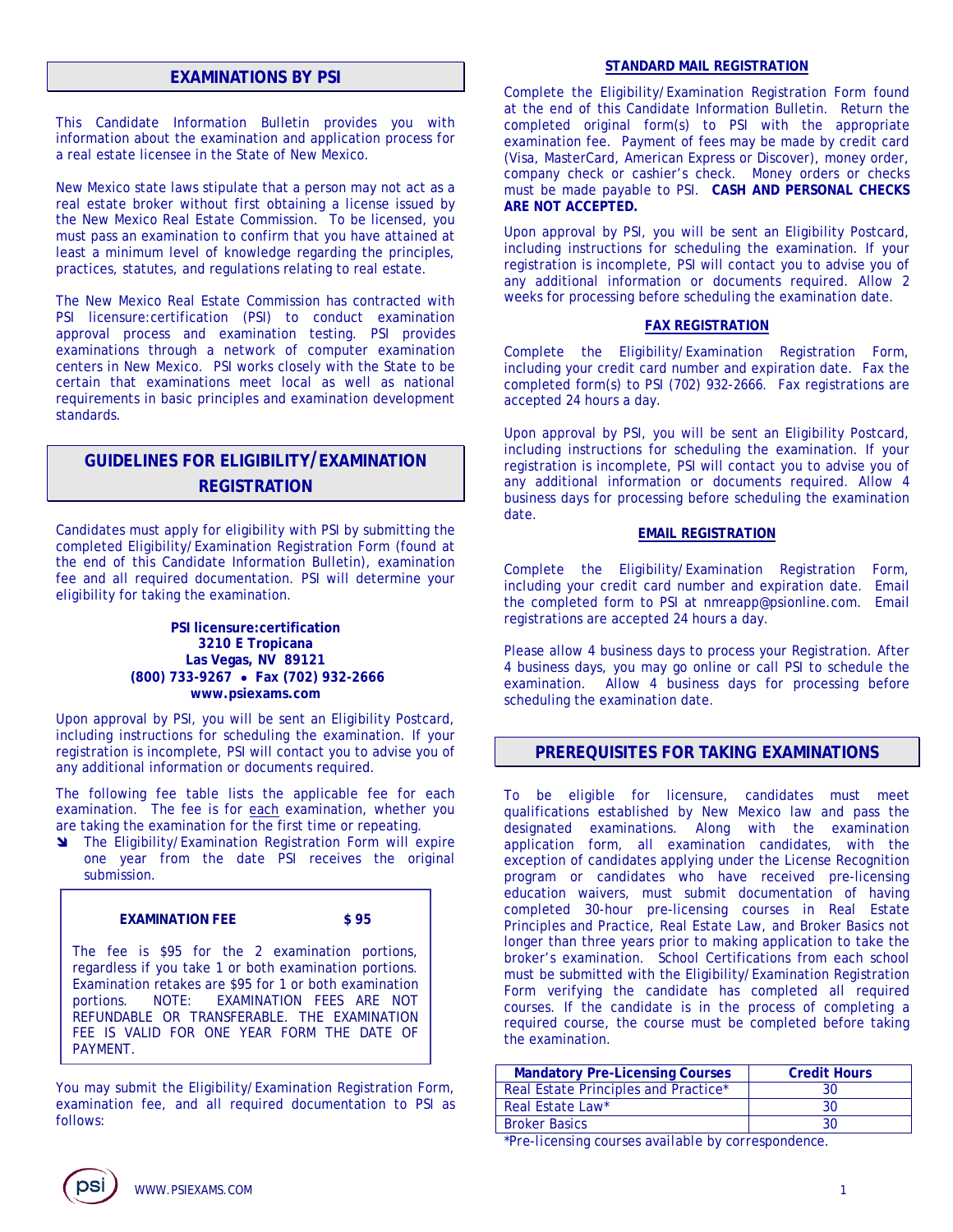## EXAMINATIONS BY PSI

This Candidate Information Bulletin provides you with information about the examination and application process for a real estate licensee in the State of New Mexico.

New Mexico state laws stipulate that a person may not act as a real estate broker without first obtaining a license issued by the New Mexico Real Estate Commission. To be licensed, you must pass an examination to confirm that you have attained at least a minimum level of knowledge regarding the principles, practices, statutes, and regulations relating to real estate.

The New Mexico Real Estate Commission has contracted with PSI licensure:certification (PSI) to conduct examination approval process and examination testing. PSI provides examinations through a network of computer examination centers in New Mexico. PSI works closely with the State to be certain that examinations meet local as well as national requirements in basic principles and examination development standards.

## GUIDELINES FOR ELIGIBILITY/EXAMINATION REGISTRATION

Candidates must apply for eligibility with PSI by submitting the completed Eligibility/Examination Registration Form (found at the end of this Candidate Information Bulletin), examination fee and all required documentation. PSI will determine your eligibility for taking the examination.

**PSI licensure:certification**
**3210 E Tropicana**
**Las Vegas, NV 89121**
**(800) 733-9267 • Fax (702) 932-2666**
**www.psiexams.com**

Upon approval by PSI, you will be sent an Eligibility Postcard, including instructions for scheduling the examination. If your registration is incomplete, PSI will contact you to advise you of any additional information or documents required.

The following fee table lists the applicable fee for each examination. The fee is for each examination, whether you are taking the examination for the first time or repeating.

- The Eligibility/Examination Registration Form will expire one year from the date PSI receives the original submission.

| EXAMINATION FEE | $ 95 |
|---|---|

The fee is $95 for the 2 examination portions, regardless if you take 1 or both examination portions. Examination retakes are $95 for 1 or both examination portions. NOTE: EXAMINATION FEES ARE NOT REFUNDABLE OR TRANSFERABLE. THE EXAMINATION FEE IS VALID FOR ONE YEAR FORM THE DATE OF PAYMENT.

You may submit the Eligibility/Examination Registration Form, examination fee, and all required documentation to PSI as follows:

### STANDARD MAIL REGISTRATION

Complete the Eligibility/Examination Registration Form found at the end of this Candidate Information Bulletin. Return the completed original form(s) to PSI with the appropriate examination fee. Payment of fees may be made by credit card (Visa, MasterCard, American Express or Discover), money order, company check or cashier's check. Money orders or checks must be made payable to PSI. **CASH AND PERSONAL CHECKS ARE NOT ACCEPTED.**

Upon approval by PSI, you will be sent an Eligibility Postcard, including instructions for scheduling the examination. If your registration is incomplete, PSI will contact you to advise you of any additional information or documents required. Allow 2 weeks for processing before scheduling the examination date.

### FAX REGISTRATION

Complete the Eligibility/Examination Registration Form, including your credit card number and expiration date. Fax the completed form(s) to PSI (702) 932-2666. Fax registrations are accepted 24 hours a day.

Upon approval by PSI, you will be sent an Eligibility Postcard, including instructions for scheduling the examination. If your registration is incomplete, PSI will contact you to advise you of any additional information or documents required. Allow 4 business days for processing before scheduling the examination date.

### EMAIL REGISTRATION

Complete the Eligibility/Examination Registration Form, including your credit card number and expiration date. Email the completed form to PSI at nmreapp@psionline.com. Email registrations are accepted 24 hours a day.

Please allow 4 business days to process your Registration. After 4 business days, you may go online or call PSI to schedule the examination. Allow 4 business days for processing before scheduling the examination date.

## PREREQUISITES FOR TAKING EXAMINATIONS

To be eligible for licensure, candidates must meet qualifications established by New Mexico law and pass the designated examinations. Along with the examination application form, all examination candidates, with the exception of candidates applying under the License Recognition program or candidates who have received pre-licensing education waivers, must submit documentation of having completed 30-hour pre-licensing courses in Real Estate Principles and Practice, Real Estate Law, and Broker Basics not longer than three years prior to making application to take the broker's examination. School Certifications from each school must be submitted with the Eligibility/Examination Registration Form verifying the candidate has completed all required courses. If the candidate is in the process of completing a required course, the course must be completed before taking the examination.

| Mandatory Pre-Licensing Courses | Credit Hours |
|---|---|
| Real Estate Principles and Practice* | 30 |
| Real Estate Law* | 30 |
| Broker Basics | 30 |

*Pre-licensing courses available by correspondence.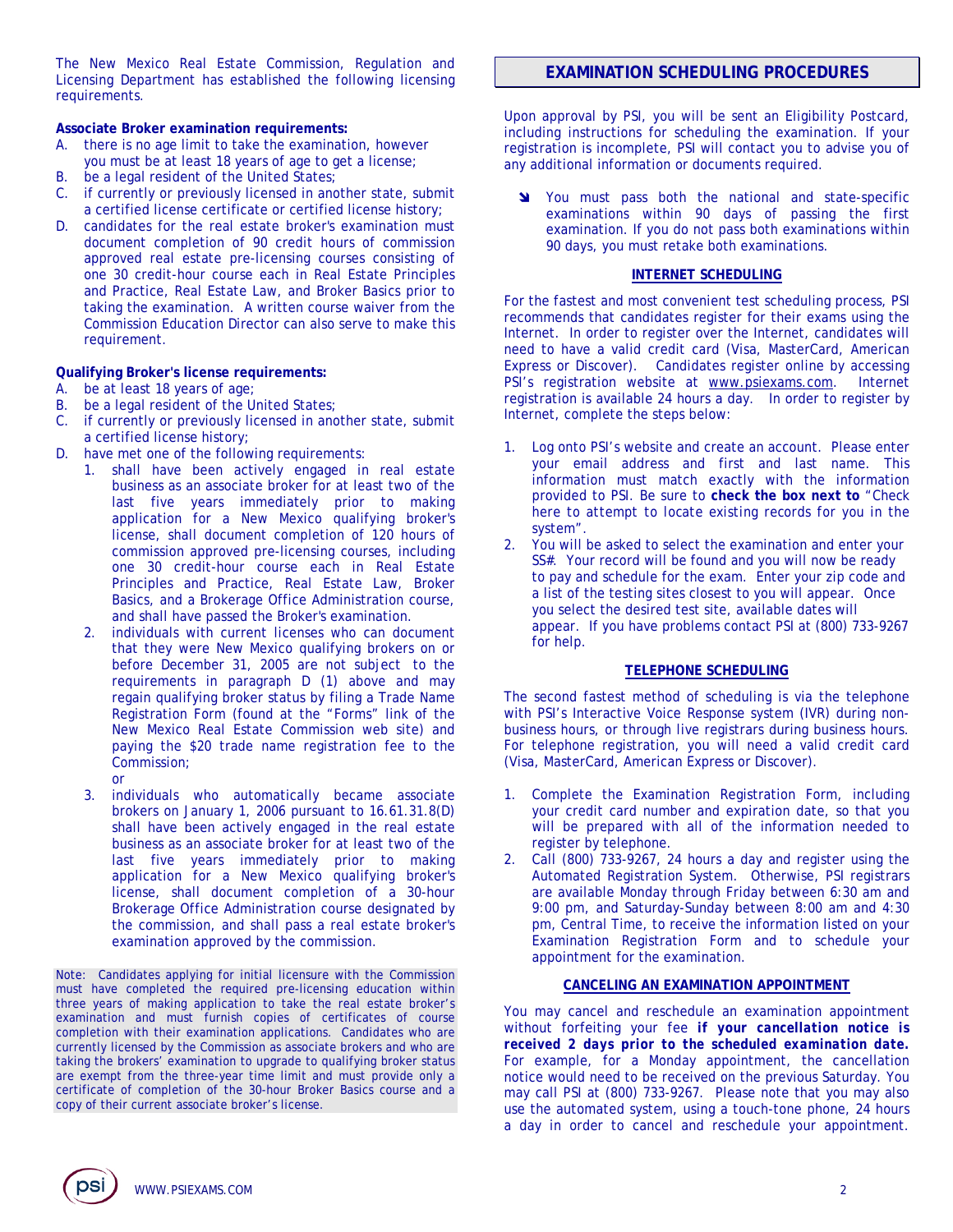The New Mexico Real Estate Commission, Regulation and Licensing Department has established the following licensing requirements.

**Associate Broker examination requirements:**

A. there is no age limit to take the examination, however you must be at least 18 years of age to get a license;
B. be a legal resident of the United States;
C. if currently or previously licensed in another state, submit a certified license certificate or certified license history;
D. candidates for the real estate broker's examination must document completion of 90 credit hours of commission approved real estate pre-licensing courses consisting of one 30 credit-hour course each in Real Estate Principles and Practice, Real Estate Law, and Broker Basics prior to taking the examination. A written course waiver from the Commission Education Director can also serve to make this requirement.

**Qualifying Broker's license requirements:**

A. be at least 18 years of age;
B. be a legal resident of the United States;
C. if currently or previously licensed in another state, submit a certified license history;
D. have met one of the following requirements:
   1. shall have been actively engaged in real estate business as an associate broker for at least two of the last five years immediately prior to making application for a New Mexico qualifying broker's license, shall document completion of 120 hours of commission approved pre-licensing courses, including one 30 credit-hour course each in Real Estate Principles and Practice, Real Estate Law, Broker Basics, and a Brokerage Office Administration course, and shall have passed the Broker's examination.
   2. individuals with current licenses who can document that they were New Mexico qualifying brokers on or before December 31, 2005 are not subject to the requirements in paragraph D (1) above and may regain qualifying broker status by filing a Trade Name Registration Form (found at the "Forms" link of the New Mexico Real Estate Commission web site) and paying the $20 trade name registration fee to the Commission;

      or
   3. individuals who automatically became associate brokers on January 1, 2006 pursuant to 16.61.31.8(D) shall have been actively engaged in the real estate business as an associate broker for at least two of the last five years immediately prior to making application for a New Mexico qualifying broker's license, shall document completion of a 30-hour Brokerage Office Administration course designated by the commission, and shall pass a real estate broker's examination approved by the commission.

Note: Candidates applying for initial licensure with the Commission must have completed the required pre-licensing education within three years of making application to take the real estate broker's examination and must furnish copies of certificates of course completion with their examination applications. Candidates who are currently licensed by the Commission as associate brokers and who are taking the brokers' examination to upgrade to qualifying broker status are exempt from the three-year time limit and must provide only a certificate of completion of the 30-hour Broker Basics course and a copy of their current associate broker's license.

## EXAMINATION SCHEDULING PROCEDURES

Upon approval by PSI, you will be sent an Eligibility Postcard, including instructions for scheduling the examination. If your registration is incomplete, PSI will contact you to advise you of any additional information or documents required.

- You must pass both the national and state-specific examinations within 90 days of passing the first examination. If you do not pass both examinations within 90 days, you must retake both examinations.

### INTERNET SCHEDULING

For the fastest and most convenient test scheduling process, PSI recommends that candidates register for their exams using the Internet. In order to register over the Internet, candidates will need to have a valid credit card (Visa, MasterCard, American Express or Discover). Candidates register online by accessing PSI's registration website at www.psiexams.com. Internet registration is available 24 hours a day. In order to register by Internet, complete the steps below:

1. Log onto PSI's website and create an account. Please enter your email address and first and last name. This information must match exactly with the information provided to PSI. Be sure to **check the box next to** "Check here to attempt to locate existing records for you in the system".
2. You will be asked to select the examination and enter your SS#. Your record will be found and you will now be ready to pay and schedule for the exam. Enter your zip code and a list of the testing sites closest to you will appear. Once you select the desired test site, available dates will appear. If you have problems contact PSI at (800) 733-9267 for help.

### TELEPHONE SCHEDULING

The second fastest method of scheduling is via the telephone with PSI's Interactive Voice Response system (IVR) during non-business hours, or through live registrars during business hours. For telephone registration, you will need a valid credit card (Visa, MasterCard, American Express or Discover).

1. Complete the Examination Registration Form, including your credit card number and expiration date, so that you will be prepared with all of the information needed to register by telephone.
2. Call (800) 733-9267, 24 hours a day and register using the Automated Registration System. Otherwise, PSI registrars are available Monday through Friday between 6:30 am and 9:00 pm, and Saturday-Sunday between 8:00 am and 4:30 pm, Central Time, to receive the information listed on your Examination Registration Form and to schedule your appointment for the examination.

### CANCELING AN EXAMINATION APPOINTMENT

You may cancel and reschedule an examination appointment without forfeiting your fee ***if your cancellation notice is received 2 days prior to the scheduled examination date.*** For example, for a Monday appointment, the cancellation notice would need to be received on the previous Saturday. You may call PSI at (800) 733-9267. Please note that you may also use the automated system, using a touch-tone phone, 24 hours a day in order to cancel and reschedule your appointment.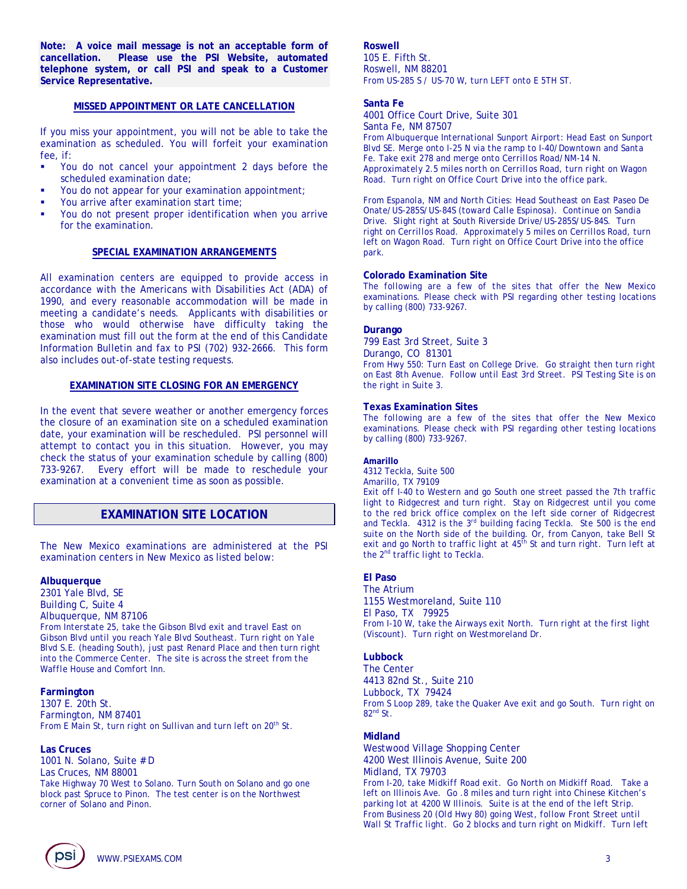**Note: A voice mail message is not an acceptable form of cancellation. Please use the PSI Website, automated telephone system, or call PSI and speak to a Customer Service Representative.**

### MISSED APPOINTMENT OR LATE CANCELLATION

If you miss your appointment, you will not be able to take the examination as scheduled. You will forfeit your examination fee, if:

- You do not cancel your appointment 2 days before the scheduled examination date;
- You do not appear for your examination appointment;
- You arrive after examination start time;
- You do not present proper identification when you arrive for the examination.

### SPECIAL EXAMINATION ARRANGEMENTS

All examination centers are equipped to provide access in accordance with the Americans with Disabilities Act (ADA) of 1990, and every reasonable accommodation will be made in meeting a candidate's needs. Applicants with disabilities or those who would otherwise have difficulty taking the examination must fill out the form at the end of this Candidate Information Bulletin and fax to PSI (702) 932-2666. This form also includes out-of-state testing requests.

### EXAMINATION SITE CLOSING FOR AN EMERGENCY

In the event that severe weather or another emergency forces the closure of an examination site on a scheduled examination date, your examination will be rescheduled. PSI personnel will attempt to contact you in this situation. However, you may check the status of your examination schedule by calling (800) 733-9267. Every effort will be made to reschedule your examination at a convenient time as soon as possible.

## EXAMINATION SITE LOCATION

The New Mexico examinations are administered at the PSI examination centers in New Mexico as listed below:

**Albuquerque**
2301 Yale Blvd, SE
Building C, Suite 4
Albuquerque, NM 87106
From Interstate 25, take the Gibson Blvd exit and travel East on Gibson Blvd until you reach Yale Blvd Southeast. Turn right on Yale Blvd S.E. (heading South), just past Renard Place and then turn right into the Commerce Center. The site is across the street from the Waffle House and Comfort Inn.

**Farmington**
1307 E. 20th St.
Farmington, NM 87401
From E Main St, turn right on Sullivan and turn left on 20th St.

**Las Cruces**
1001 N. Solano, Suite # D
Las Cruces, NM 88001
Take Highway 70 West to Solano. Turn South on Solano and go one block past Spruce to Pinon. The test center is on the Northwest corner of Solano and Pinon.

**Roswell**
105 E. Fifth St.
Roswell, NM 88201
From US-285 S / US-70 W, turn LEFT onto E 5TH ST.

**Santa Fe**
4001 Office Court Drive, Suite 301
Santa Fe, NM 87507
From Albuquerque International Sunport Airport: Head East on Sunport Blvd SE. Merge onto I-25 N via the ramp to I-40/Downtown and Santa Fe. Take exit 278 and merge onto Cerrillos Road/NM-14 N. Approximately 2.5 miles north on Cerrillos Road, turn right on Wagon Road. Turn right on Office Court Drive into the office park.

From Espanola, NM and North Cities: Head Southeast on East Paseo De Onate/US-285S/US-84S (toward Calle Espinosa). Continue on Sandia Drive. Slight right at South Riverside Drive/US-285S/US-84S. Turn right on Cerrillos Road. Approximately 5 miles on Cerrillos Road, turn left on Wagon Road. Turn right on Office Court Drive into the office park.

**Colorado Examination Site**
The following are a few of the sites that offer the New Mexico examinations. Please check with PSI regarding other testing locations by calling (800) 733-9267.

**Durango**
799 East 3rd Street, Suite 3
Durango, CO 81301
From Hwy 550: Turn East on College Drive. Go straight then turn right on East 8th Avenue. Follow until East 3rd Street. PSI Testing Site is on the right in Suite 3.

**Texas Examination Sites**
The following are a few of the sites that offer the New Mexico examinations. Please check with PSI regarding other testing locations by calling (800) 733-9267.

**Amarillo**
4312 Teckla, Suite 500
Amarillo, TX 79109
Exit off I-40 to Western and go South one street passed the 7th traffic light to Ridgecrest and turn right. Stay on Ridgecrest until you come to the red brick office complex on the left side corner of Ridgecrest and Teckla. 4312 is the 3rd building facing Teckla. Ste 500 is the end suite on the North side of the building. Or, from Canyon, take Bell St exit and go North to traffic light at 45th St and turn right. Turn left at the 2nd traffic light to Teckla.

**El Paso**
The Atrium
1155 Westmoreland, Suite 110
El Paso, TX 79925
From I-10 W, take the Airways exit North. Turn right at the first light (Viscount). Turn right on Westmoreland Dr.

**Lubbock**
The Center
4413 82nd St., Suite 210
Lubbock, TX 79424
From S Loop 289, take the Quaker Ave exit and go South. Turn right on 82nd St.

**Midland**
Westwood Village Shopping Center
4200 West Illinois Avenue, Suite 200
Midland, TX 79703
From I-20, take Midkiff Road exit. Go North on Midkiff Road. Take a left on Illinois Ave. Go .8 miles and turn right into Chinese Kitchen's parking lot at 4200 W Illinois. Suite is at the end of the left Strip. From Business 20 (Old Hwy 80) going West, follow Front Street until Wall St Traffic light. Go 2 blocks and turn right on Midkiff. Turn left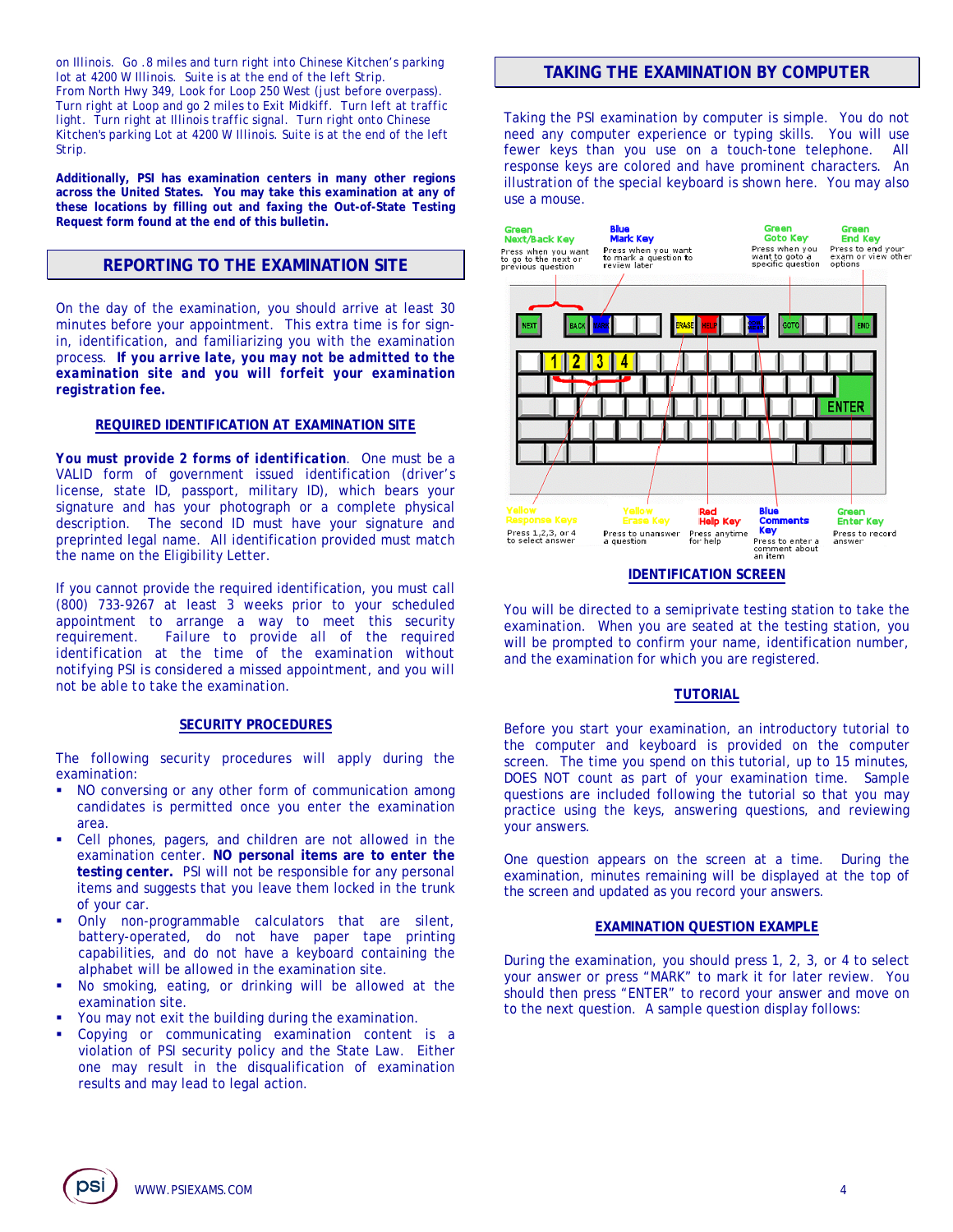on Illinois. Go .8 miles and turn right into Chinese Kitchen's parking lot at 4200 W Illinois. Suite is at the end of the left Strip.
From North Hwy 349, Look for Loop 250 West (just before overpass). Turn right at Loop and go 2 miles to Exit Midkiff. Turn left at traffic light. Turn right at Illinois traffic signal. Turn right onto Chinese Kitchen's parking Lot at 4200 W Illinois. Suite is at the end of the left Strip.

**Additionally, PSI has examination centers in many other regions across the United States. You may take this examination at any of these locations by filling out and faxing the Out-of-State Testing Request form found at the end of this bulletin.**

## REPORTING TO THE EXAMINATION SITE

On the day of the examination, you should arrive at least 30 minutes before your appointment. This extra time is for sign-in, identification, and familiarizing you with the examination process. ***If you arrive late, you may not be admitted to the examination site and you will forfeit your examination registration fee.***

### REQUIRED IDENTIFICATION AT EXAMINATION SITE

***You must provide 2 forms of identification***. One must be a VALID form of government issued identification (driver's license, state ID, passport, military ID), which bears your signature and has your photograph or a complete physical description. The second ID must have your signature and preprinted legal name. All identification provided must match the name on the Eligibility Letter.

If you cannot provide the required identification, you must call (800) 733-9267 at least 3 weeks prior to your scheduled appointment to arrange a way to meet this security requirement. Failure to provide all of the required identification at the time of the examination without notifying PSI is considered a missed appointment, and you will not be able to take the examination.

### SECURITY PROCEDURES

The following security procedures will apply during the examination:

- NO conversing or any other form of communication among candidates is permitted once you enter the examination area.
- Cell phones, pagers, and children are not allowed in the examination center. **NO personal items are to enter the testing center.** PSI will not be responsible for any personal items and suggests that you leave them locked in the trunk of your car.
- Only non-programmable calculators that are silent, battery-operated, do not have paper tape printing capabilities, and do not have a keyboard containing the alphabet will be allowed in the examination site.
- No smoking, eating, or drinking will be allowed at the examination site.
- You may not exit the building during the examination.
- Copying or communicating examination content is a violation of PSI security policy and the State Law. Either one may result in the disqualification of examination results and may lead to legal action.

## TAKING THE EXAMINATION BY COMPUTER

Taking the PSI examination by computer is simple. You do not need any computer experience or typing skills. You will use fewer keys than you use on a touch-tone telephone. All response keys are colored and have prominent characters. An illustration of the special keyboard is shown here. You may also use a mouse.

Green Next/Back Key – Press when you want to go to the next or previous question
Blue Mark Key – Press when you want to mark a question to review later
Green Goto Key – Press when you want to goto a specific question
Green End Key – Press to end your exam or view other options
Yellow Response Keys – Press 1,2,3, or 4 to select answer
Yellow Erase Key – Press to unanswer a question
Red Help Key – Press anytime for help
Blue Comments Key – Press to enter a comment about an item
Green Enter Key – Press to record answer

### IDENTIFICATION SCREEN

You will be directed to a semiprivate testing station to take the examination. When you are seated at the testing station, you will be prompted to confirm your name, identification number, and the examination for which you are registered.

### TUTORIAL

Before you start your examination, an introductory tutorial to the computer and keyboard is provided on the computer screen. The time you spend on this tutorial, up to 15 minutes, DOES NOT count as part of your examination time. Sample questions are included following the tutorial so that you may practice using the keys, answering questions, and reviewing your answers.

One question appears on the screen at a time. During the examination, minutes remaining will be displayed at the top of the screen and updated as you record your answers.

### EXAMINATION QUESTION EXAMPLE

During the examination, you should press 1, 2, 3, or 4 to select your answer or press "MARK" to mark it for later review. You should then press "ENTER" to record your answer and move on to the next question. A sample question display follows: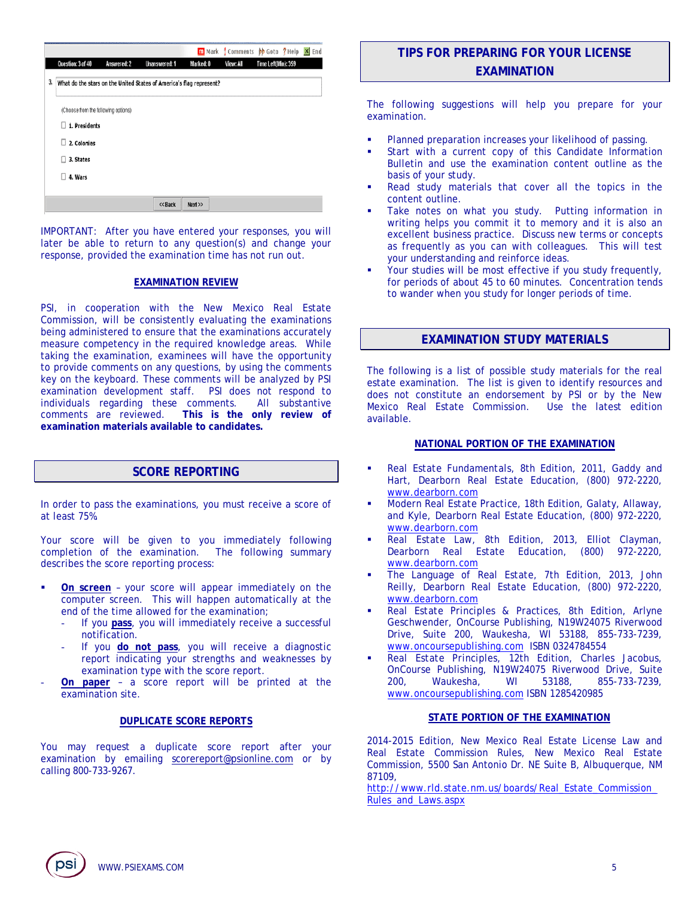Question: 3 of 40 | Answered: 2 | Unanswered: 1 | Marked: 0 | View: All | Time Left(Min): 359

Mark | Comments | Goto | Help | End

3. What do the stars on the United States of America's flag represent?

(Choose from the following options)

- 1. Presidents
- 2. Colonies
- 3. States
- 4. Wars

<<Back | Next>>

IMPORTANT: After you have entered your responses, you will later be able to return to any question(s) and change your response, provided the examination time has not run out.

### EXAMINATION REVIEW

PSI, in cooperation with the New Mexico Real Estate Commission, will be consistently evaluating the examinations being administered to ensure that the examinations accurately measure competency in the required knowledge areas. While taking the examination, examinees will have the opportunity to provide comments on any questions, by using the comments key on the keyboard. These comments will be analyzed by PSI examination development staff. PSI does not respond to individuals regarding these comments. All substantive comments are reviewed. **This is the only review of examination materials available to candidates.**

## SCORE REPORTING

In order to pass the examinations, you must receive a score of at least 75%.

Your score will be given to you immediately following completion of the examination. The following summary describes the score reporting process:

- **On screen** – your score will appear immediately on the computer screen. This will happen automatically at the end of the time allowed for the examination;
  - If you **pass**, you will immediately receive a successful notification.
  - If you **do not pass**, you will receive a diagnostic report indicating your strengths and weaknesses by examination type with the score report.
- **On paper** – a score report will be printed at the examination site.

### DUPLICATE SCORE REPORTS

You may request a duplicate score report after your examination by emailing scorereport@psionline.com or by calling 800-733-9267.

## TIPS FOR PREPARING FOR YOUR LICENSE EXAMINATION

The following suggestions will help you prepare for your examination.

- Planned preparation increases your likelihood of passing.
- Start with a current copy of this Candidate Information Bulletin and use the examination content outline as the basis of your study.
- Read study materials that cover all the topics in the content outline.
- Take notes on what you study. Putting information in writing helps you commit it to memory and it is also an excellent business practice. Discuss new terms or concepts as frequently as you can with colleagues. This will test your understanding and reinforce ideas.
- Your studies will be most effective if you study frequently, for periods of about 45 to 60 minutes. Concentration tends to wander when you study for longer periods of time.

## EXAMINATION STUDY MATERIALS

The following is a list of possible study materials for the real estate examination. The list is given to identify resources and does not constitute an endorsement by PSI or by the New Mexico Real Estate Commission. Use the latest edition available.

### NATIONAL PORTION OF THE EXAMINATION

- Real Estate Fundamentals, 8th Edition, 2011, Gaddy and Hart, Dearborn Real Estate Education, (800) 972-2220, www.dearborn.com
- Modern Real Estate Practice, 18th Edition, Galaty, Allaway, and Kyle, Dearborn Real Estate Education, (800) 972-2220, www.dearborn.com
- Real Estate Law, 8th Edition, 2013, Elliot Clayman, Dearborn Real Estate Education, (800) 972-2220, www.dearborn.com
- The Language of Real Estate, 7th Edition, 2013, John Reilly, Dearborn Real Estate Education, (800) 972-2220, www.dearborn.com
- Real Estate Principles & Practices, 8th Edition, Arlyne Geschwender, OnCourse Publishing, N19W24075 Riverwood Drive, Suite 200, Waukesha, WI 53188, 855-733-7239, www.oncoursepublishing.com ISBN 0324784554
- Real Estate Principles, 12th Edition, Charles Jacobus, OnCourse Publishing, N19W24075 Riverwood Drive, Suite 200, Waukesha, WI 53188, 855-733-7239, www.oncoursepublishing.com ISBN 1285420985

### STATE PORTION OF THE EXAMINATION

2014-2015 Edition, New Mexico Real Estate License Law and Real Estate Commission Rules, New Mexico Real Estate Commission, 5500 San Antonio Dr. NE Suite B, Albuquerque, NM 87109,
http://www.rld.state.nm.us/boards/Real_Estate_Commission_Rules_and_Laws.aspx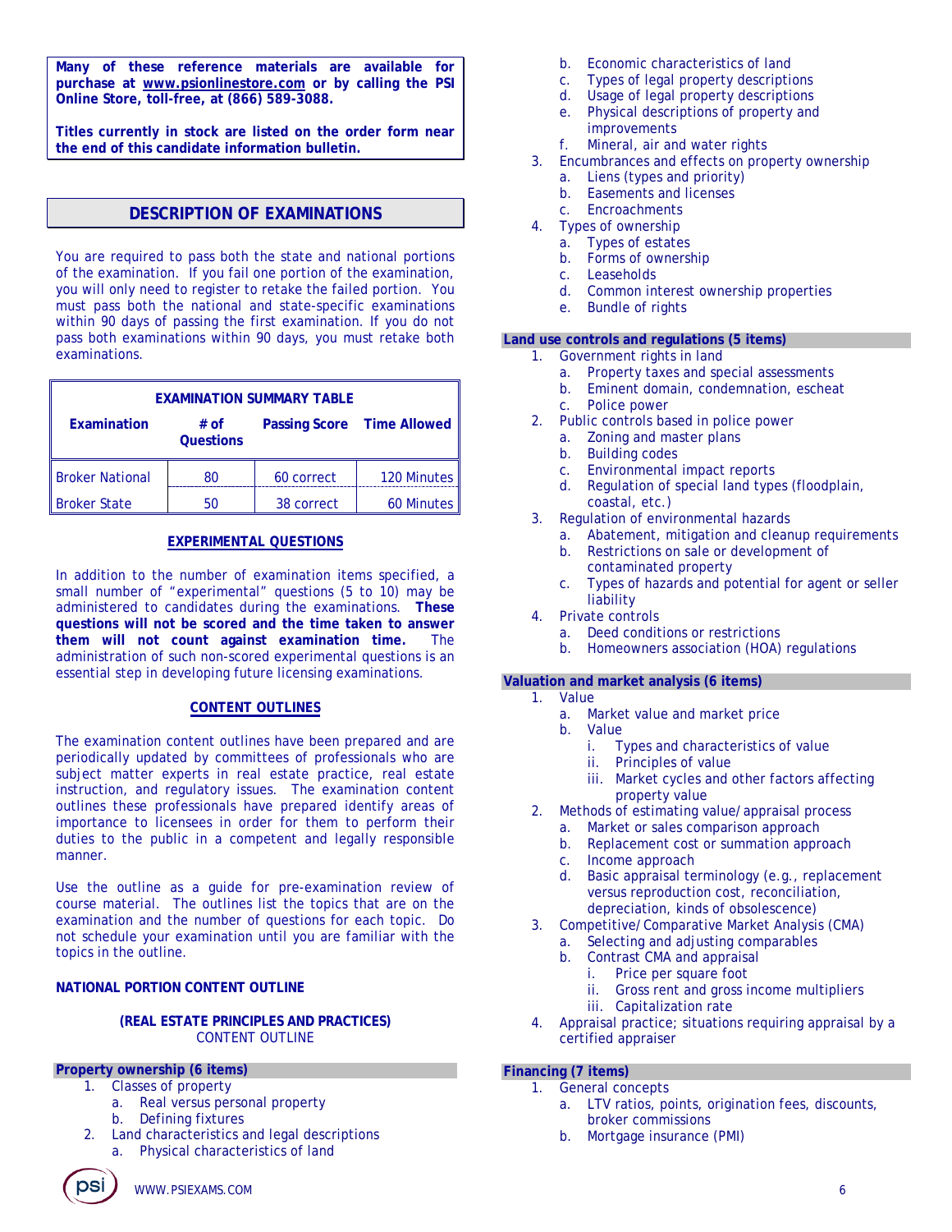**Many of these reference materials are available for purchase at www.psionlinestore.com or by calling the PSI Online Store, toll-free, at (866) 589-3088.**

**Titles currently in stock are listed on the order form near the end of this candidate information bulletin.**

## DESCRIPTION OF EXAMINATIONS

You are required to pass both the state and national portions of the examination. If you fail one portion of the examination, you will only need to register to retake the failed portion. You must pass both the national and state-specific examinations within 90 days of passing the first examination. If you do not pass both examinations within 90 days, you must retake both examinations.

| EXAMINATION SUMMARY TABLE | | | |
|---|---|---|---|
| **Examination** | **# of Questions** | **Passing Score** | **Time Allowed** |
| Broker National | 80 | 60 correct | 120 Minutes |
| Broker State | 50 | 38 correct | 60 Minutes |

### EXPERIMENTAL QUESTIONS

In addition to the number of examination items specified, a small number of "experimental" questions (5 to 10) may be administered to candidates during the examinations. **These questions will not be scored and the time taken to answer them will not count against examination time.** The administration of such non-scored experimental questions is an essential step in developing future licensing examinations.

### CONTENT OUTLINES

The examination content outlines have been prepared and are periodically updated by committees of professionals who are subject matter experts in real estate practice, real estate instruction, and regulatory issues. The examination content outlines these professionals have prepared identify areas of importance to licensees in order for them to perform their duties to the public in a competent and legally responsible manner.

Use the outline as a guide for pre-examination review of course material. The outlines list the topics that are on the examination and the number of questions for each topic. Do not schedule your examination until you are familiar with the topics in the outline.

**NATIONAL PORTION CONTENT OUTLINE**

**(REAL ESTATE PRINCIPLES AND PRACTICES)**
CONTENT OUTLINE

**Property ownership (6 items)**

1. Classes of property
   a. Real versus personal property
   b. Defining fixtures
2. Land characteristics and legal descriptions
   a. Physical characteristics of land
   b. Economic characteristics of land
   c. Types of legal property descriptions
   d. Usage of legal property descriptions
   e. Physical descriptions of property and improvements
   f. Mineral, air and water rights
3. Encumbrances and effects on property ownership
   a. Liens (types and priority)
   b. Easements and licenses
   c. Encroachments
4. Types of ownership
   a. Types of estates
   b. Forms of ownership
   c. Leaseholds
   d. Common interest ownership properties
   e. Bundle of rights

**Land use controls and regulations (5 items)**

1. Government rights in land
   a. Property taxes and special assessments
   b. Eminent domain, condemnation, escheat
   c. Police power
2. Public controls based in police power
   a. Zoning and master plans
   b. Building codes
   c. Environmental impact reports
   d. Regulation of special land types (floodplain, coastal, etc.)
3. Regulation of environmental hazards
   a. Abatement, mitigation and cleanup requirements
   b. Restrictions on sale or development of contaminated property
   c. Types of hazards and potential for agent or seller liability
4. Private controls
   a. Deed conditions or restrictions
   b. Homeowners association (HOA) regulations

**Valuation and market analysis (6 items)**

1. Value
   a. Market value and market price
   b. Value
      i. Types and characteristics of value
      ii. Principles of value
      iii. Market cycles and other factors affecting property value
2. Methods of estimating value/appraisal process
   a. Market or sales comparison approach
   b. Replacement cost or summation approach
   c. Income approach
   d. Basic appraisal terminology (e.g., replacement versus reproduction cost, reconciliation, depreciation, kinds of obsolescence)
3. Competitive/Comparative Market Analysis (CMA)
   a. Selecting and adjusting comparables
   b. Contrast CMA and appraisal
      i. Price per square foot
      ii. Gross rent and gross income multipliers
      iii. Capitalization rate
4. Appraisal practice; situations requiring appraisal by a certified appraiser

**Financing (7 items)**

1. General concepts
   a. LTV ratios, points, origination fees, discounts, broker commissions
   b. Mortgage insurance (PMI)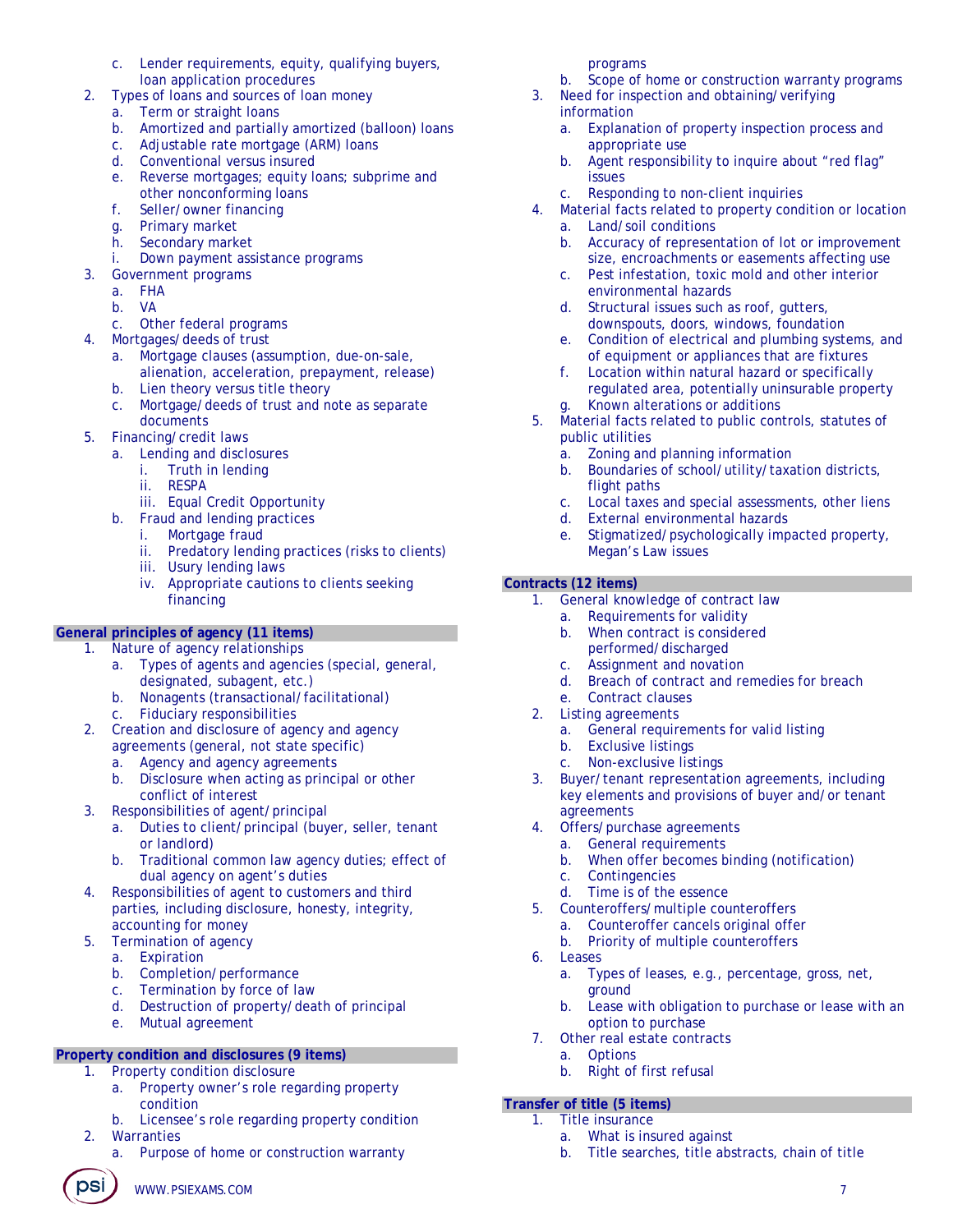c. Lender requirements, equity, qualifying buyers, loan application procedures
2. Types of loans and sources of loan money
   a. Term or straight loans
   b. Amortized and partially amortized (balloon) loans
   c. Adjustable rate mortgage (ARM) loans
   d. Conventional versus insured
   e. Reverse mortgages; equity loans; subprime and other nonconforming loans
   f. Seller/owner financing
   g. Primary market
   h. Secondary market
   i. Down payment assistance programs
3. Government programs
   a. FHA
   b. VA
   c. Other federal programs
4. Mortgages/deeds of trust
   a. Mortgage clauses (assumption, due-on-sale, alienation, acceleration, prepayment, release)
   b. Lien theory versus title theory
   c. Mortgage/deeds of trust and note as separate documents
5. Financing/credit laws
   a. Lending and disclosures
      i. Truth in lending
      ii. RESPA
      iii. Equal Credit Opportunity
   b. Fraud and lending practices
      i. Mortgage fraud
      ii. Predatory lending practices (risks to clients)
      iii. Usury lending laws
      iv. Appropriate cautions to clients seeking financing

**General principles of agency (11 items)**

1. Nature of agency relationships
   a. Types of agents and agencies (special, general, designated, subagent, etc.)
   b. Nonagents (transactional/facilitational)
   c. Fiduciary responsibilities
2. Creation and disclosure of agency and agency agreements (general, not state specific)
   a. Agency and agency agreements
   b. Disclosure when acting as principal or other conflict of interest
3. Responsibilities of agent/principal
   a. Duties to client/principal (buyer, seller, tenant or landlord)
   b. Traditional common law agency duties; effect of dual agency on agent's duties
4. Responsibilities of agent to customers and third parties, including disclosure, honesty, integrity, accounting for money
5. Termination of agency
   a. Expiration
   b. Completion/performance
   c. Termination by force of law
   d. Destruction of property/death of principal
   e. Mutual agreement

**Property condition and disclosures (9 items)**

1. Property condition disclosure
   a. Property owner's role regarding property condition
   b. Licensee's role regarding property condition
2. Warranties
   a. Purpose of home or construction warranty programs
   b. Scope of home or construction warranty programs
3. Need for inspection and obtaining/verifying information
   a. Explanation of property inspection process and appropriate use
   b. Agent responsibility to inquire about "red flag" issues
   c. Responding to non-client inquiries
4. Material facts related to property condition or location
   a. Land/soil conditions
   b. Accuracy of representation of lot or improvement size, encroachments or easements affecting use
   c. Pest infestation, toxic mold and other interior environmental hazards
   d. Structural issues such as roof, gutters, downspouts, doors, windows, foundation
   e. Condition of electrical and plumbing systems, and of equipment or appliances that are fixtures
   f. Location within natural hazard or specifically regulated area, potentially uninsurable property
   g. Known alterations or additions
5. Material facts related to public controls, statutes of public utilities
   a. Zoning and planning information
   b. Boundaries of school/utility/taxation districts, flight paths
   c. Local taxes and special assessments, other liens
   d. External environmental hazards
   e. Stigmatized/psychologically impacted property, Megan's Law issues

**Contracts (12 items)**

1. General knowledge of contract law
   a. Requirements for validity
   b. When contract is considered performed/discharged
   c. Assignment and novation
   d. Breach of contract and remedies for breach
   e. Contract clauses
2. Listing agreements
   a. General requirements for valid listing
   b. Exclusive listings
   c. Non-exclusive listings
3. Buyer/tenant representation agreements, including key elements and provisions of buyer and/or tenant agreements
4. Offers/purchase agreements
   a. General requirements
   b. When offer becomes binding (notification)
   c. Contingencies
   d. Time is of the essence
5. Counteroffers/multiple counteroffers
   a. Counteroffer cancels original offer
   b. Priority of multiple counteroffers
6. Leases
   a. Types of leases, e.g., percentage, gross, net, ground
   b. Lease with obligation to purchase or lease with an option to purchase
7. Other real estate contracts
   a. Options
   b. Right of first refusal

**Transfer of title (5 items)**

1. Title insurance
   a. What is insured against
   b. Title searches, title abstracts, chain of title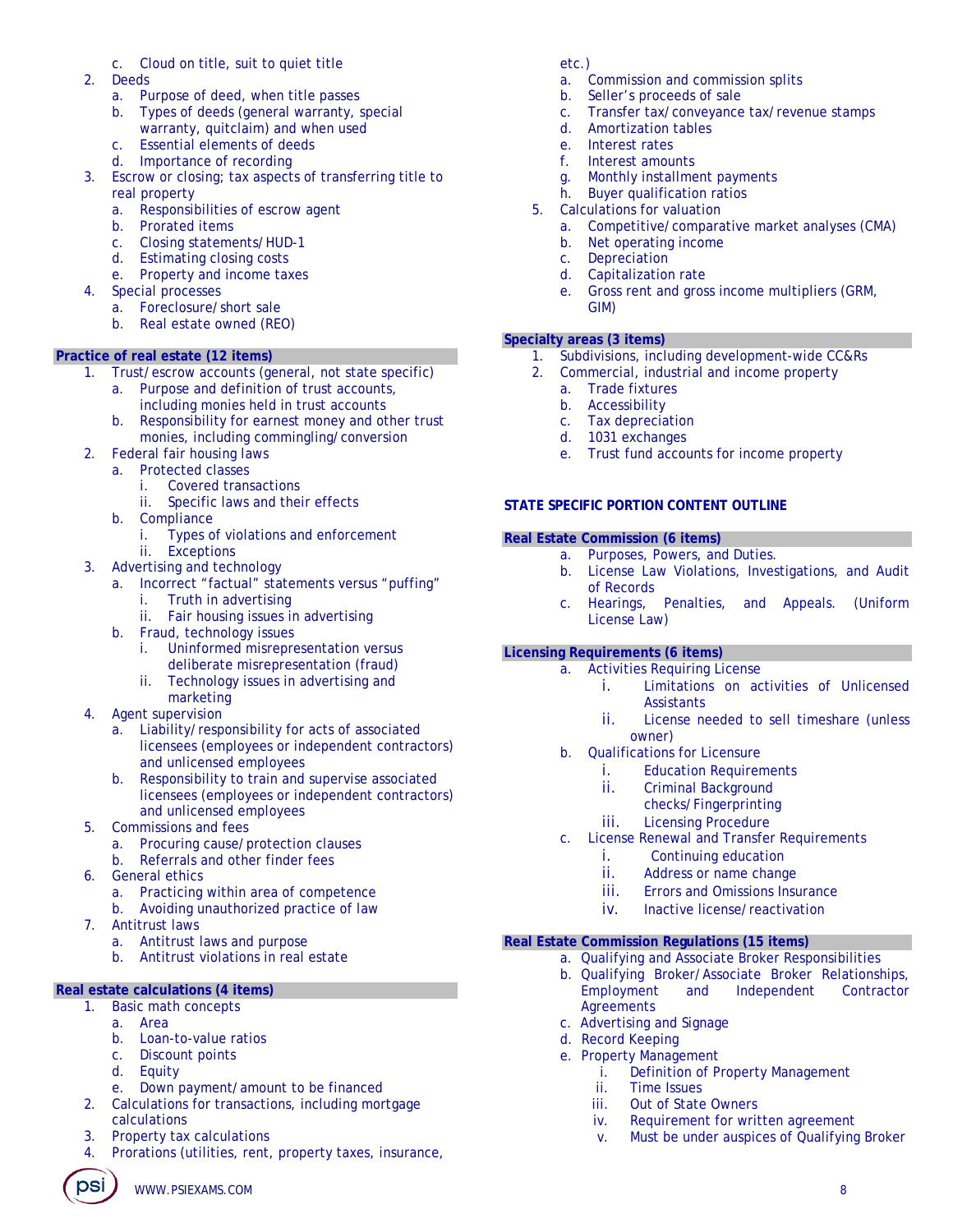c. Cloud on title, suit to quiet title

2. Deeds
   a. Purpose of deed, when title passes
   b. Types of deeds (general warranty, special warranty, quitclaim) and when used
   c. Essential elements of deeds
   d. Importance of recording
3. Escrow or closing; tax aspects of transferring title to real property
   a. Responsibilities of escrow agent
   b. Prorated items
   c. Closing statements/HUD-1
   d. Estimating closing costs
   e. Property and income taxes
4. Special processes
   a. Foreclosure/short sale
   b. Real estate owned (REO)

**Practice of real estate (12 items)**

1. Trust/escrow accounts (general, not state specific)
   a. Purpose and definition of trust accounts, including monies held in trust accounts
   b. Responsibility for earnest money and other trust monies, including commingling/conversion
2. Federal fair housing laws
   a. Protected classes
      i. Covered transactions
      ii. Specific laws and their effects
   b. Compliance
      i. Types of violations and enforcement
      ii. Exceptions
3. Advertising and technology
   a. Incorrect "factual" statements versus "puffing"
      i. Truth in advertising
      ii. Fair housing issues in advertising
   b. Fraud, technology issues
      i. Uninformed misrepresentation versus deliberate misrepresentation (fraud)
      ii. Technology issues in advertising and marketing
4. Agent supervision
   a. Liability/responsibility for acts of associated licensees (employees or independent contractors) and unlicensed employees
   b. Responsibility to train and supervise associated licensees (employees or independent contractors) and unlicensed employees
5. Commissions and fees
   a. Procuring cause/protection clauses
   b. Referrals and other finder fees
6. General ethics
   a. Practicing within area of competence
   b. Avoiding unauthorized practice of law
7. Antitrust laws
   a. Antitrust laws and purpose
   b. Antitrust violations in real estate

**Real estate calculations (4 items)**

1. Basic math concepts
   a. Area
   b. Loan-to-value ratios
   c. Discount points
   d. Equity
   e. Down payment/amount to be financed
2. Calculations for transactions, including mortgage calculations
3. Property tax calculations
4. Prorations (utilities, rent, property taxes, insurance, etc.)
   a. Commission and commission splits
   b. Seller's proceeds of sale
   c. Transfer tax/conveyance tax/revenue stamps
   d. Amortization tables
   e. Interest rates
   f. Interest amounts
   g. Monthly installment payments
   h. Buyer qualification ratios
5. Calculations for valuation
   a. Competitive/comparative market analyses (CMA)
   b. Net operating income
   c. Depreciation
   d. Capitalization rate
   e. Gross rent and gross income multipliers (GRM, GIM)

**Specialty areas (3 items)**

1. Subdivisions, including development-wide CC&Rs
2. Commercial, industrial and income property
   a. Trade fixtures
   b. Accessibility
   c. Tax depreciation
   d. 1031 exchanges
   e. Trust fund accounts for income property

**STATE SPECIFIC PORTION CONTENT OUTLINE**

**Real Estate Commission (6 items)**

a. Purposes, Powers, and Duties.
b. License Law Violations, Investigations, and Audit of Records
c. Hearings, Penalties, and Appeals. (Uniform License Law)

**Licensing Requirements (6 items)**

a. Activities Requiring License
   i. Limitations on activities of Unlicensed Assistants
   ii. License needed to sell timeshare (unless owner)
b. Qualifications for Licensure
   i. Education Requirements
   ii. Criminal Background checks/Fingerprinting
   iii. Licensing Procedure
c. License Renewal and Transfer Requirements
   i. Continuing education
   ii. Address or name change
   iii. Errors and Omissions Insurance
   iv. Inactive license/reactivation

**Real Estate Commission Regulations (15 items)**

a. Qualifying and Associate Broker Responsibilities
b. Qualifying Broker/Associate Broker Relationships, Employment and Independent Contractor Agreements
c. Advertising and Signage
d. Record Keeping
e. Property Management
   i. Definition of Property Management
   ii. Time Issues
   iii. Out of State Owners
   iv. Requirement for written agreement
   v. Must be under auspices of Qualifying Broker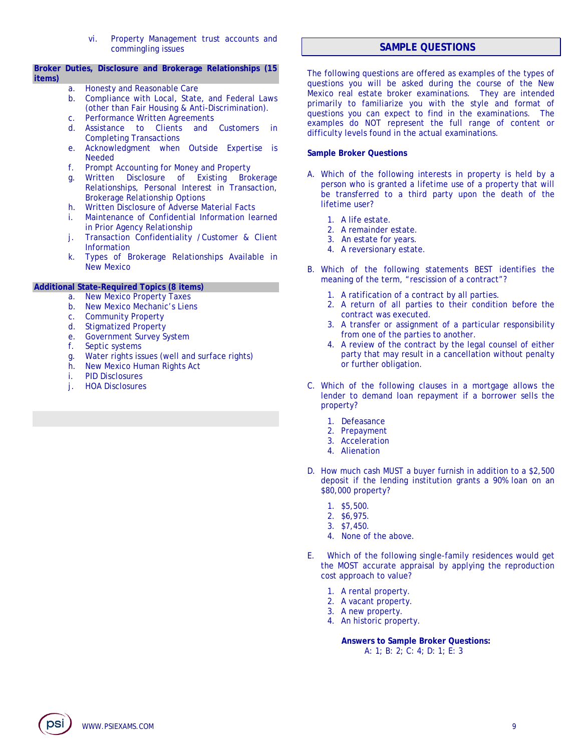vi. Property Management trust accounts and commingling issues

**Broker Duties, Disclosure and Brokerage Relationships (15 items)**

a. Honesty and Reasonable Care
b. Compliance with Local, State, and Federal Laws (other than Fair Housing & Anti-Discrimination).
c. Performance Written Agreements
d. Assistance to Clients and Customers in Completing Transactions
e. Acknowledgment when Outside Expertise is Needed
f. Prompt Accounting for Money and Property
g. Written Disclosure of Existing Brokerage Relationships, Personal Interest in Transaction, Brokerage Relationship Options
h. Written Disclosure of Adverse Material Facts
i. Maintenance of Confidential Information learned in Prior Agency Relationship
j. Transaction Confidentiality / Customer & Client Information
k. Types of Brokerage Relationships Available in New Mexico

**Additional State-Required Topics (8 items)**

a. New Mexico Property Taxes
b. New Mexico Mechanic's Liens
c. Community Property
d. Stigmatized Property
e. Government Survey System
f. Septic systems
g. Water rights issues (well and surface rights)
h. New Mexico Human Rights Act
i. PID Disclosures
j. HOA Disclosures

## SAMPLE QUESTIONS

The following questions are offered as examples of the types of questions you will be asked during the course of the New Mexico real estate broker examinations. They are intended primarily to familiarize you with the style and format of questions you can expect to find in the examinations. The examples do NOT represent the full range of content or difficulty levels found in the actual examinations.

**Sample Broker Questions**

A. Which of the following interests in property is held by a person who is granted a lifetime use of a property that will be transferred to a third party upon the death of the lifetime user?

1. A life estate.
2. A remainder estate.
3. An estate for years.
4. A reversionary estate.

B. Which of the following statements BEST identifies the meaning of the term, "rescission of a contract"?

1. A ratification of a contract by all parties.
2. A return of all parties to their condition before the contract was executed.
3. A transfer or assignment of a particular responsibility from one of the parties to another.
4. A review of the contract by the legal counsel of either party that may result in a cancellation without penalty or further obligation.

C. Which of the following clauses in a mortgage allows the lender to demand loan repayment if a borrower sells the property?

1. Defeasance
2. Prepayment
3. Acceleration
4. Alienation

D. How much cash MUST a buyer furnish in addition to a $2,500 deposit if the lending institution grants a 90% loan on an $80,000 property?

1. $5,500.
2. $6,975.
3. $7,450.
4. None of the above.

E. Which of the following single-family residences would get the MOST accurate appraisal by applying the reproduction cost approach to value?

1. A rental property.
2. A vacant property.
3. A new property.
4. An historic property.

**Answers to Sample Broker Questions:**
A: 1; B: 2; C: 4; D: 1; E: 3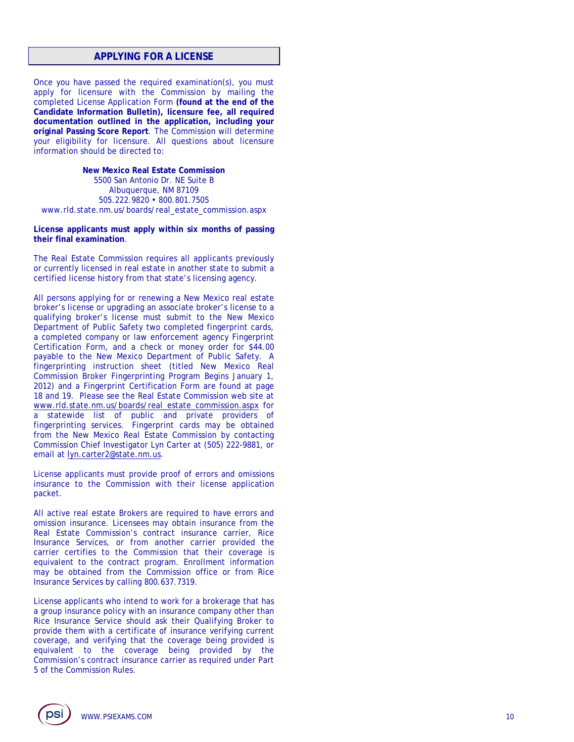## APPLYING FOR A LICENSE

Once you have passed the required examination(s), you must apply for licensure with the Commission by mailing the completed License Application Form **(found at the end of the Candidate Information Bulletin), licensure fee, all required documentation outlined in the application, including your original Passing Score Report**. The Commission will determine your eligibility for licensure. All questions about licensure information should be directed to:

**New Mexico Real Estate Commission**
5500 San Antonio Dr. NE Suite B
Albuquerque, NM 87109
505.222.9820 • 800.801.7505
www.rld.state.nm.us/boards/real_estate_commission.aspx

**License applicants must apply within six months of passing their final examination**.

The Real Estate Commission requires all applicants previously or currently licensed in real estate in another state to submit a certified license history from that state's licensing agency.

All persons applying for or renewing a New Mexico real estate broker's license or upgrading an associate broker's license to a qualifying broker's license must submit to the New Mexico Department of Public Safety two completed fingerprint cards, a completed company or law enforcement agency Fingerprint Certification Form, and a check or money order for $44.00 payable to the New Mexico Department of Public Safety. A fingerprinting instruction sheet (titled New Mexico Real Commission Broker Fingerprinting Program Begins January 1, 2012) and a Fingerprint Certification Form are found at page 18 and 19. Please see the Real Estate Commission web site at www.rld.state.nm.us/boards/real_estate_commission.aspx for a statewide list of public and private providers of fingerprinting services. Fingerprint cards may be obtained from the New Mexico Real Estate Commission by contacting Commission Chief Investigator Lyn Carter at (505) 222-9881, or email at lyn.carter2@state.nm.us.

License applicants must provide proof of errors and omissions insurance to the Commission with their license application packet.

All active real estate Brokers are required to have errors and omission insurance. Licensees may obtain insurance from the Real Estate Commission's contract insurance carrier, Rice Insurance Services, or from another carrier provided the carrier certifies to the Commission that their coverage is equivalent to the contract program. Enrollment information may be obtained from the Commission office or from Rice Insurance Services by calling 800.637.7319.

License applicants who intend to work for a brokerage that has a group insurance policy with an insurance company other than Rice Insurance Service should ask their Qualifying Broker to provide them with a certificate of insurance verifying current coverage, and verifying that the coverage being provided is equivalent to the coverage being provided by the Commission's contract insurance carrier as required under Part 5 of the Commission Rules.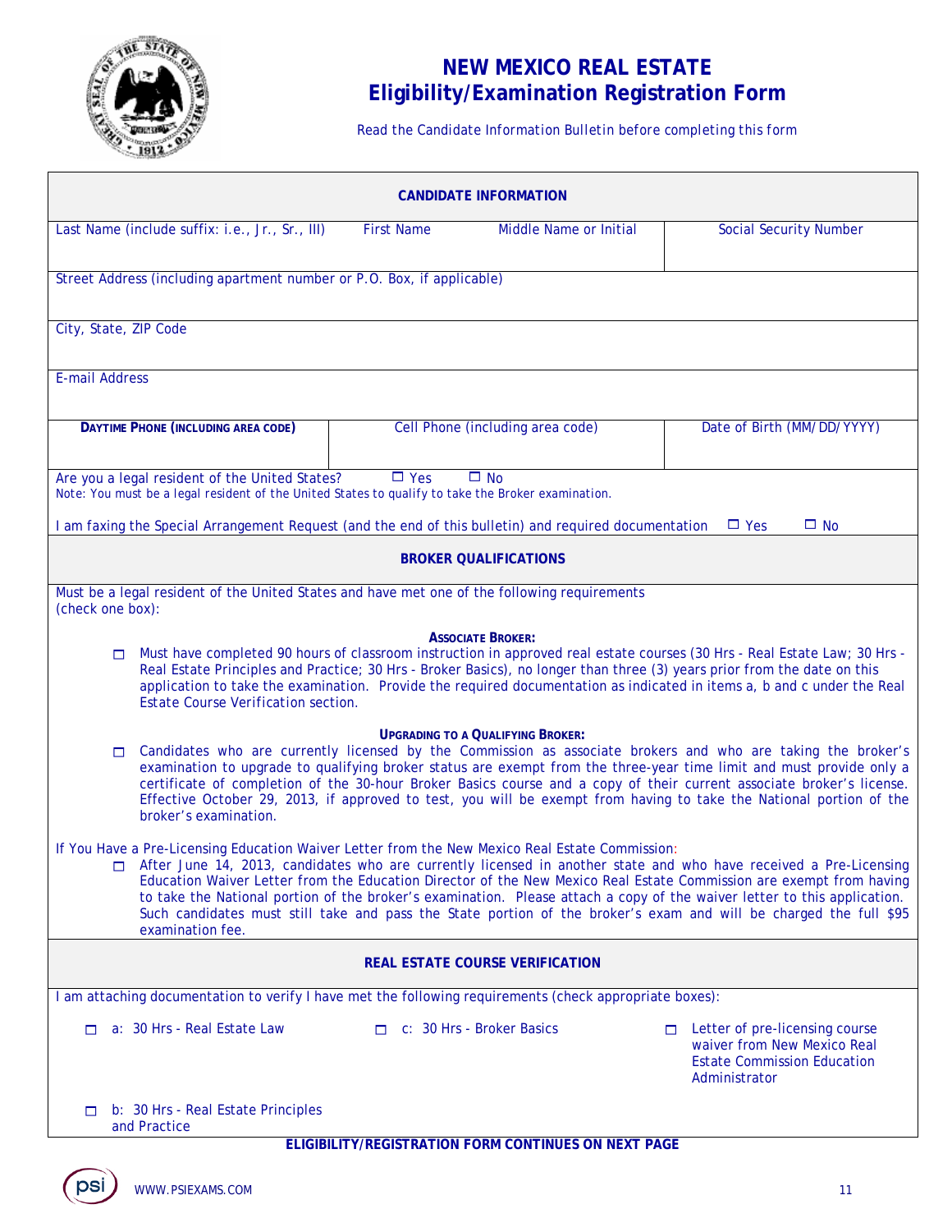# NEW MEXICO REAL ESTATE
# Eligibility/Examination Registration Form

*Read the Candidate Information Bulletin before completing this form*

## CANDIDATE INFORMATION

| Last Name (include suffix: i.e., Jr., Sr., III) | First Name | Middle Name or Initial | Social Security Number |
|---|---|---|---|
| | | | |

Street Address (including apartment number or P.O. Box, if applicable)

City, State, ZIP Code

E-mail Address

| **DAYTIME PHONE (INCLUDING AREA CODE)** | Cell Phone (including area code) | Date of Birth (MM/DD/YYYY) |
|---|---|---|
| | | |

Are you a legal resident of the United States? ☐ Yes ☐ No
Note: You must be a legal resident of the United States to qualify to take the Broker examination.

I am faxing the Special Arrangement Request (and the end of this bulletin) and required documentation ☐ Yes ☐ No

## BROKER QUALIFICATIONS

Must be a legal resident of the United States and have met one of the following requirements (check one box):

**ASSOCIATE BROKER:**

☐ Must have completed 90 hours of classroom instruction in approved real estate courses (30 Hrs - Real Estate Law; 30 Hrs - Real Estate Principles and Practice; 30 Hrs - Broker Basics), no longer than three (3) years prior from the date on this application to take the examination. Provide the required documentation as indicated in items a, b and c under the Real Estate Course Verification section.

**UPGRADING TO A QUALIFYING BROKER:**

☐ Candidates who are currently licensed by the Commission as associate brokers and who are taking the broker's examination to upgrade to qualifying broker status are exempt from the three-year time limit and must provide only a certificate of completion of the 30-hour Broker Basics course and a copy of their current associate broker's license. Effective October 29, 2013, if approved to test, you will be exempt from having to take the National portion of the broker's examination.

If You Have a Pre-Licensing Education Waiver Letter from the New Mexico Real Estate Commission:

☐ After June 14, 2013, candidates who are currently licensed in another state and who have received a Pre-Licensing Education Waiver Letter from the Education Director of the New Mexico Real Estate Commission are exempt from having to take the National portion of the broker's examination. Please attach a copy of the waiver letter to this application. Such candidates must still take and pass the State portion of the broker's exam and will be charged the full $95 examination fee.

## REAL ESTATE COURSE VERIFICATION

I am attaching documentation to verify I have met the following requirements (check appropriate boxes):

☐ a: 30 Hrs - Real Estate Law

☐ b: 30 Hrs - Real Estate Principles and Practice

☐ c: 30 Hrs - Broker Basics

☐ Letter of pre-licensing course waiver from New Mexico Real Estate Commission Education Administrator

**ELIGIBILITY/REGISTRATION FORM CONTINUES ON NEXT PAGE**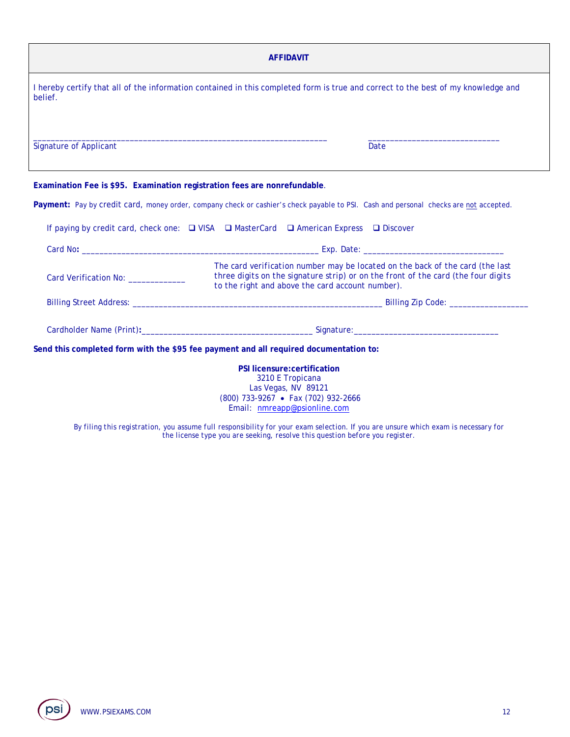## AFFIDAVIT

I hereby certify that all of the information contained in this completed form is true and correct to the best of my knowledge and belief.

_____________________________________________________________________ Signature of Applicant

______________________________ Date

**Examination Fee is $95. Examination registration fees are nonrefundable**.

**Payment:** Pay by credit card, money order, company check or cashier's check payable to PSI. Cash and personal checks are not accepted.

If paying by credit card, check one: ❑ VISA ❑ MasterCard ❑ American Express ❑ Discover

Card No**:** _______________________________________________________ Exp. Date: ________________________________

Card Verification No: _____________

The card verification number may be located on the back of the card (the last three digits on the signature strip) or on the front of the card (the four digits to the right and above the card account number).

Billing Street Address: __________________________________________________________ Billing Zip Code: __________________

Cardholder Name (Print)**:**_______________________________________ Signature:_________________________________

**Send this completed form with the $95 fee payment and all required documentation to:**

**PSI licensure:certification**
3210 E Tropicana
Las Vegas, NV 89121
(800) 733-9267 • Fax (702) 932-2666
Email: nmreapp@psionline.com

*By filing this registration, you assume full responsibility for your exam selection. If you are unsure which exam is necessary for the license type you are seeking, resolve this question before you register.*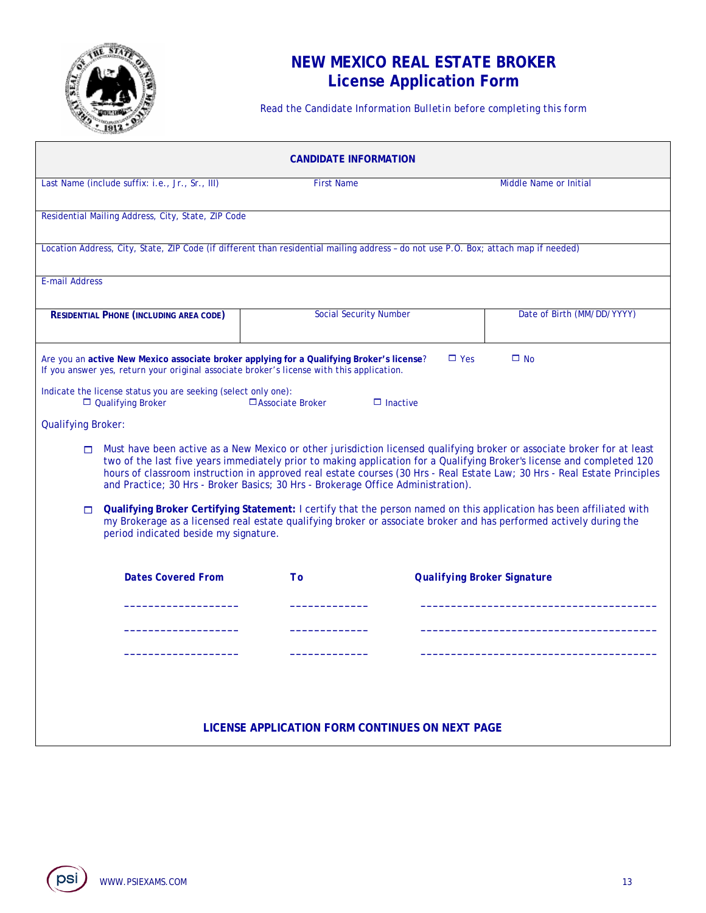# NEW MEXICO REAL ESTATE BROKER License Application Form

Read the Candidate Information Bulletin before completing this form

## CANDIDATE INFORMATION

| Last Name (include suffix: i.e., Jr., Sr., III) | First Name | Middle Name or Initial |
|---|---|---|
| | | |

Residential Mailing Address, City, State, ZIP Code

Location Address, City, State, ZIP Code (if different than residential mailing address – do not use P.O. Box; attach map if needed)

E-mail Address

| **RESIDENTIAL PHONE (INCLUDING AREA CODE)** | Social Security Number | Date of Birth (MM/DD/YYYY) |
|---|---|---|
| | | |

Are you an **active New Mexico associate broker applying for a Qualifying Broker's license**? ☐ Yes ☐ No
If you answer yes, return your original associate broker's license with this application.

Indicate the license status you are seeking (select only one):
☐ Qualifying Broker ☐ Associate Broker ☐ Inactive

Qualifying Broker:

☐ Must have been active as a New Mexico or other jurisdiction licensed qualifying broker or associate broker for at least two of the last five years immediately prior to making application for a Qualifying Broker's license and completed 120 hours of classroom instruction in approved real estate courses (30 Hrs - Real Estate Law; 30 Hrs - Real Estate Principles and Practice; 30 Hrs - Broker Basics; 30 Hrs - Brokerage Office Administration).

☐ **Qualifying Broker Certifying Statement:** I certify that the person named on this application has been affiliated with my Brokerage as a licensed real estate qualifying broker or associate broker and has performed actively during the period indicated beside my signature.

| Dates Covered From | To | Qualifying Broker Signature |
|---|---|---|
| ____________________ | _____________ | ________________________________________ |
| ____________________ | _____________ | ________________________________________ |
| ____________________ | _____________ | ________________________________________ |

**LICENSE APPLICATION FORM CONTINUES ON NEXT PAGE**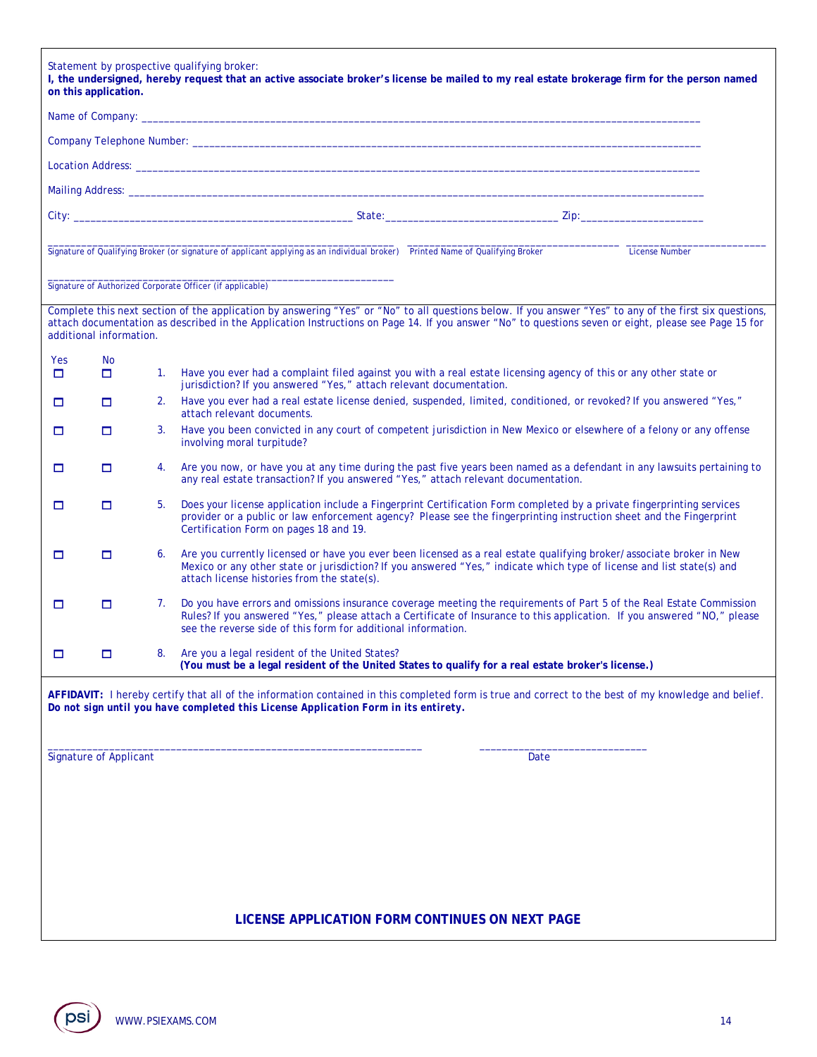Statement by prospective qualifying broker:

**I, the undersigned, hereby request that an active associate broker's license be mailed to my real estate brokerage firm for the person named on this application.**

Name of Company: ____________________________________________

Company Telephone Number: ____________________________________________

Location Address: ____________________________________________

Mailing Address: ____________________________________________

City: ______________________ State: ______________________ Zip: ______________________

______________________ ______________________ ______________________
Signature of Qualifying Broker (or signature of applicant applying as an individual broker) Printed Name of Qualifying Broker License Number

______________________
Signature of Authorized Corporate Officer (if applicable)

Complete this next section of the application by answering "Yes" or "No" to all questions below. If you answer "Yes" to any of the first six questions, attach documentation as described in the Application Instructions on Page 14. If you answer "No" to questions seven or eight, please see Page 15 for additional information.

| Yes | No | | |
|---|---|---|---|
| ☐ | ☐ | 1. | Have you ever had a complaint filed against you with a real estate licensing agency of this or any other state or jurisdiction? If you answered "Yes," attach relevant documentation. |
| ☐ | ☐ | 2. | Have you ever had a real estate license denied, suspended, limited, conditioned, or revoked? If you answered "Yes," attach relevant documents. |
| ☐ | ☐ | 3. | Have you been convicted in any court of competent jurisdiction in New Mexico or elsewhere of a felony or any offense involving moral turpitude? |
| ☐ | ☐ | 4. | Are you now, or have you at any time during the past five years been named as a defendant in any lawsuits pertaining to any real estate transaction? If you answered "Yes," attach relevant documentation. |
| ☐ | ☐ | 5. | Does your license application include a Fingerprint Certification Form completed by a private fingerprinting services provider or a public or law enforcement agency? Please see the fingerprinting instruction sheet and the Fingerprint Certification Form on pages 18 and 19. |
| ☐ | ☐ | 6. | Are you currently licensed or have you ever been licensed as a real estate qualifying broker/associate broker in New Mexico or any other state or jurisdiction? If you answered "Yes," indicate which type of license and list state(s) and attach license histories from the state(s). |
| ☐ | ☐ | 7. | Do you have errors and omissions insurance coverage meeting the requirements of Part 5 of the Real Estate Commission Rules? If you answered "Yes," please attach a Certificate of Insurance to this application. If you answered "NO," please see the reverse side of this form for additional information. |
| ☐ | ☐ | 8. | Are you a legal resident of the United States? **(You must be a legal resident of the United States to qualify for a real estate broker's license.)** |

***AFFIDAVIT:*** I hereby certify that all of the information contained in this completed form is true and correct to the best of my knowledge and belief. ***Do not sign until you have completed this License Application Form in its entirety.***

______________________ ______________________
Signature of Applicant Date

**LICENSE APPLICATION FORM CONTINUES ON NEXT PAGE**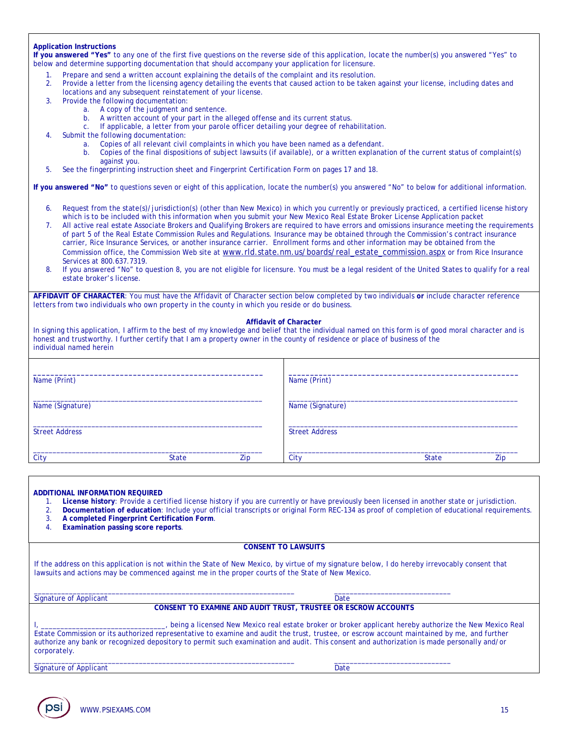**Application Instructions**

**If you answered "Yes"** to any one of the first five questions on the reverse side of this application, locate the number(s) you answered "Yes" to below and determine supporting documentation that should accompany your application for licensure.

1. Prepare and send a written account explaining the details of the complaint and its resolution.
2. Provide a letter from the licensing agency detailing the events that caused action to be taken against your license, including dates and locations and any subsequent reinstatement of your license.
3. Provide the following documentation:
   a. A copy of the judgment and sentence.
   b. A written account of your part in the alleged offense and its current status.
   c. If applicable, a letter from your parole officer detailing your degree of rehabilitation.
4. Submit the following documentation:
   a. Copies of all relevant civil complaints in which you have been named as a defendant.
   b. Copies of the final dispositions of subject lawsuits (if available), or a written explanation of the current status of complaint(s) against you.
5. See the fingerprinting instruction sheet and Fingerprint Certification Form on pages 17 and 18.

**If you answered "No"** to questions seven or eight of this application, locate the number(s) you answered "No" to below for additional information.

6. Request from the state(s)/jurisdiction(s) (other than New Mexico) in which you currently or previously practiced, a certified license history which is to be included with this information when you submit your New Mexico Real Estate Broker License Application packet
7. All active real estate Associate Brokers and Qualifying Brokers are required to have errors and omissions insurance meeting the requirements of part 5 of the Real Estate Commission Rules and Regulations. Insurance may be obtained through the Commission's contract insurance carrier, Rice Insurance Services, or another insurance carrier. Enrollment forms and other information may be obtained from the Commission office, the Commission Web site at www.rld.state.nm.us/boards/real_estate_commission.aspx or from Rice Insurance Services at 800.637.7319.
8. If you answered "No" to question 8, you are not eligible for licensure. You must be a legal resident of the United States to qualify for a real estate broker's license.

**AFFIDAVIT OF CHARACTER**: You must have the Affidavit of Character section below completed by two individuals **or** include character reference letters from two individuals who own property in the county in which you reside or do business.

**Affidavit of Character**

In signing this application, I affirm to the best of my knowledge and belief that the individual named on this form is of good moral character and is honest and trustworthy. I further certify that I am a property owner in the county of residence or place of business of the individual named herein

| | |
|---|---|
| Name (Print) | Name (Print) |
| Name (Signature) | Name (Signature) |
| Street Address | Street Address |
| City State Zip | City State Zip |

**ADDITIONAL INFORMATION REQUIRED**

1. **License history**: Provide a certified license history if you are currently or have previously been licensed in another state or jurisdiction.
2. **Documentation of education**: Include your official transcripts or original Form REC-134 as proof of completion of educational requirements.
3. **A completed Fingerprint Certification Form**.
4. **Examination passing score reports**.

**CONSENT TO LAWSUITS**

If the address on this application is not within the State of New Mexico, by virtue of my signature below, I do hereby irrevocably consent that lawsuits and actions may be commenced against me in the proper courts of the State of New Mexico.

_________________________________ Signature of Applicant      _______________ Date

**CONSENT TO EXAMINE AND AUDIT TRUST, TRUSTEE OR ESCROW ACCOUNTS**

I, _______________________________, being a licensed New Mexico real estate broker or broker applicant hereby authorize the New Mexico Real Estate Commission or its authorized representative to examine and audit the trust, trustee, or escrow account maintained by me, and further authorize any bank or recognized depository to permit such examination and audit. This consent and authorization is made personally and/or corporately.

_________________________________ Signature of Applicant      _______________ Date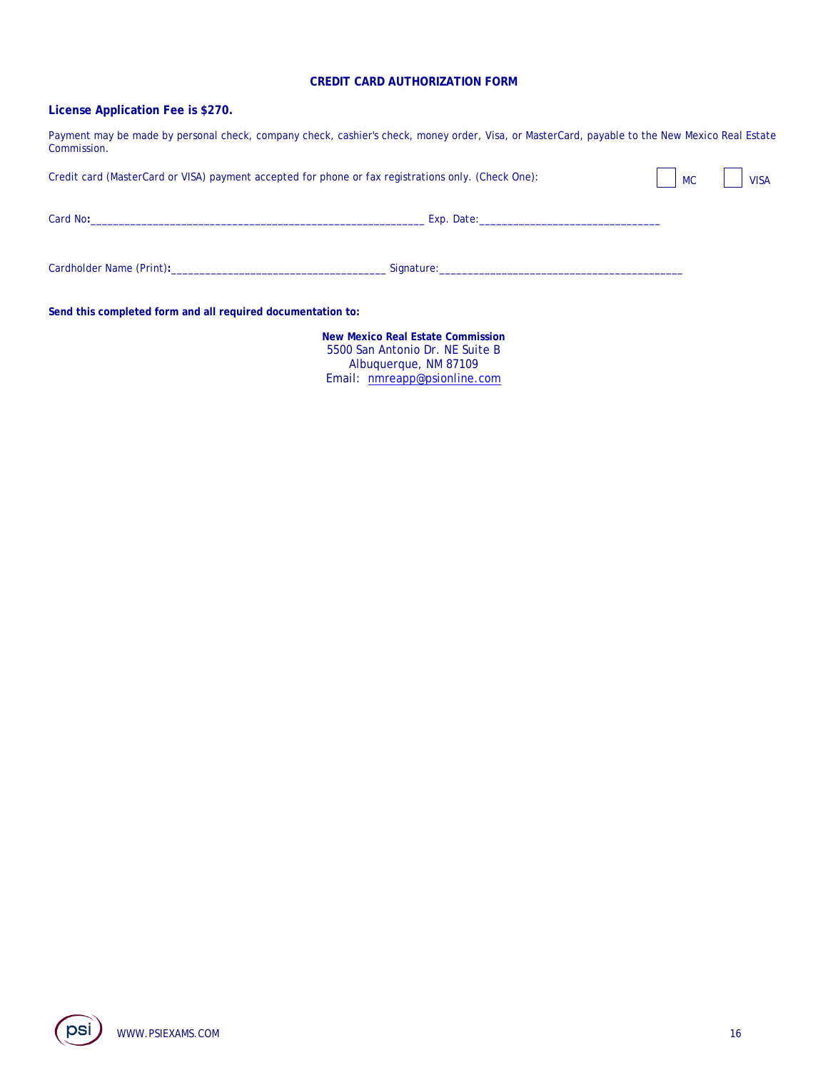## CREDIT CARD AUTHORIZATION FORM

**License Application Fee is $270.**

Payment may be made by personal check, company check, cashier's check, money order, Visa, or MasterCard, payable to the New Mexico Real Estate Commission.

Credit card (MasterCard or VISA) payment accepted for phone or fax registrations only. (Check One): ☐ MC ☐ VISA

Card No:____________________________________________________________ Exp. Date:________________________________

Cardholder Name (Print):______________________________________ Signature:_____________________________________________

**Send this completed form and all required documentation to:**

**New Mexico Real Estate Commission**
5500 San Antonio Dr. NE Suite B
Albuquerque, NM 87109
Email: nmreapp@psionline.com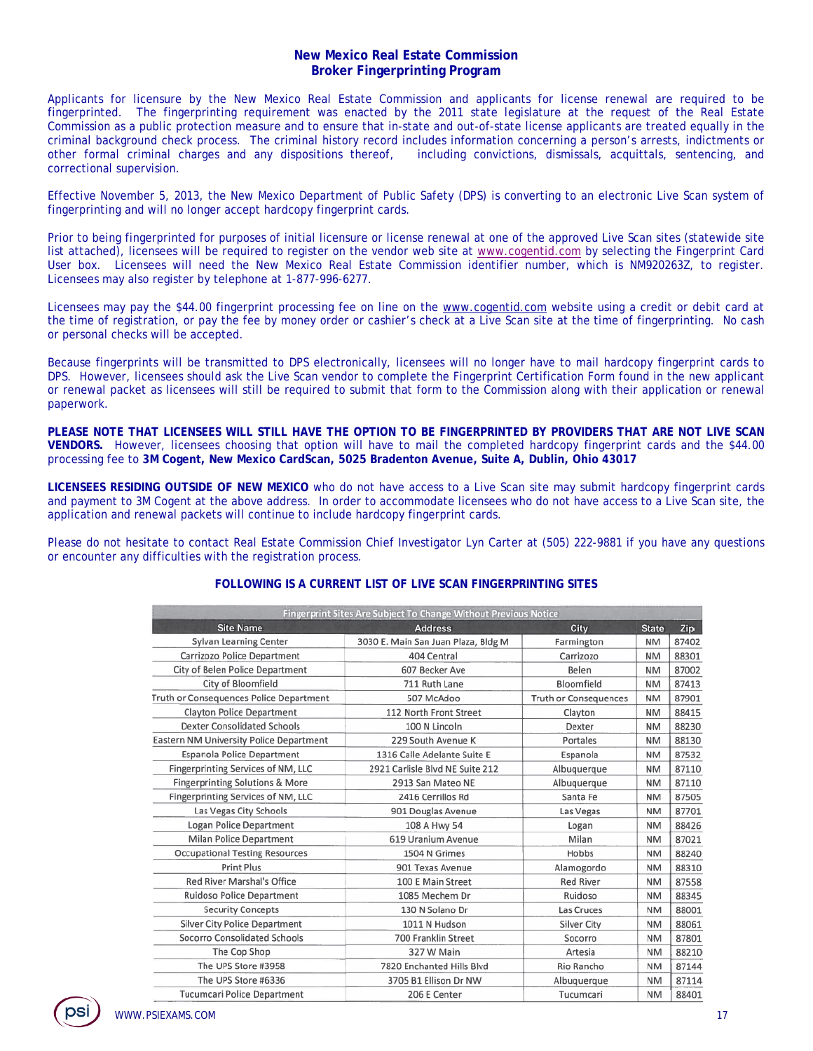# New Mexico Real Estate Commission
## Broker Fingerprinting Program

Applicants for licensure by the New Mexico Real Estate Commission and applicants for license renewal are required to be fingerprinted. The fingerprinting requirement was enacted by the 2011 state legislature at the request of the Real Estate Commission as a public protection measure and to ensure that in-state and out-of-state license applicants are treated equally in the criminal background check process. The criminal history record includes information concerning a person's arrests, indictments or other formal criminal charges and any dispositions thereof, including convictions, dismissals, acquittals, sentencing, and correctional supervision.

Effective November 5, 2013, the New Mexico Department of Public Safety (DPS) is converting to an electronic Live Scan system of fingerprinting and will no longer accept hardcopy fingerprint cards.

Prior to being fingerprinted for purposes of initial licensure or license renewal at one of the approved Live Scan sites (statewide site list attached), licensees will be required to register on the vendor web site at www.cogentid.com by selecting the Fingerprint Card User box. Licensees will need the New Mexico Real Estate Commission identifier number, which is NM920263Z, to register. Licensees may also register by telephone at 1-877-996-6277.

Licensees may pay the $44.00 fingerprint processing fee on line on the www.cogentid.com website using a credit or debit card at the time of registration, or pay the fee by money order or cashier's check at a Live Scan site at the time of fingerprinting. No cash or personal checks will be accepted.

Because fingerprints will be transmitted to DPS electronically, licensees will no longer have to mail hardcopy fingerprint cards to DPS. However, licensees should ask the Live Scan vendor to complete the Fingerprint Certification Form found in the new applicant or renewal packet as licensees will still be required to submit that form to the Commission along with their application or renewal paperwork.

**PLEASE NOTE THAT LICENSEES WILL STILL HAVE THE OPTION TO BE FINGERPRINTED BY PROVIDERS THAT ARE NOT LIVE SCAN VENDORS.** However, licensees choosing that option will have to mail the completed hardcopy fingerprint cards and the $44.00 processing fee to **3M Cogent, New Mexico CardScan, 5025 Bradenton Avenue, Suite A, Dublin, Ohio 43017**

**LICENSEES RESIDING OUTSIDE OF NEW MEXICO** who do not have access to a Live Scan site may submit hardcopy fingerprint cards and payment to 3M Cogent at the above address. In order to accommodate licensees who do not have access to a Live Scan site, the application and renewal packets will continue to include hardcopy fingerprint cards.

Please do not hesitate to contact Real Estate Commission Chief Investigator Lyn Carter at (505) 222-9881 if you have any questions or encounter any difficulties with the registration process.

**FOLLOWING IS A CURRENT LIST OF LIVE SCAN FINGERPRINTING SITES**

| Fingerprint Sites Are Subject To Change Without Previous Notice | | | | |
|---|---|---|---|---|
| **Site Name** | **Address** | **City** | **State** | **Zip** |
| Sylvan Learning Center | 3030 E. Main San Juan Plaza, Bldg M | Farmington | NM | 87402 |
| Carrizozo Police Department | 404 Central | Carrizozo | NM | 88301 |
| City of Belen Police Department | 607 Becker Ave | Belen | NM | 87002 |
| City of Bloomfield | 711 Ruth Lane | Bloomfield | NM | 87413 |
| Truth or Consequences Police Department | 507 McAdoo | Truth or Consequences | NM | 87901 |
| Clayton Police Department | 112 North Front Street | Clayton | NM | 88415 |
| Dexter Consolidated Schools | 100 N Lincoln | Dexter | NM | 88230 |
| Eastern NM University Police Department | 229 South Avenue K | Portales | NM | 88130 |
| Espanola Police Department | 1316 Calle Adelante Suite E | Espanola | NM | 87532 |
| Fingerprinting Services of NM, LLC | 2921 Carlisle Blvd NE Suite 212 | Albuquerque | NM | 87110 |
| Fingerprinting Solutions & More | 2913 San Mateo NE | Albuquerque | NM | 87110 |
| Fingerprinting Services of NM, LLC | 2416 Cerrillos Rd | Santa Fe | NM | 87505 |
| Las Vegas City Schools | 901 Douglas Avenue | Las Vegas | NM | 87701 |
| Logan Police Department | 108 A Hwy 54 | Logan | NM | 88426 |
| Milan Police Department | 619 Uranium Avenue | Milan | NM | 87021 |
| Occupational Testing Resources | 1504 N Grimes | Hobbs | NM | 88240 |
| Print Plus | 901 Texas Avenue | Alamogordo | NM | 88310 |
| Red River Marshal's Office | 100 E Main Street | Red River | NM | 87558 |
| Ruidoso Police Department | 1085 Mechem Dr | Ruidoso | NM | 88345 |
| Security Concepts | 130 N Solano Dr | Las Cruces | NM | 88001 |
| Silver City Police Department | 1011 N Hudson | Silver City | NM | 88061 |
| Socorro Consolidated Schools | 700 Franklin Street | Socorro | NM | 87801 |
| The Cop Shop | 327 W Main | Artesia | NM | 88210 |
| The UPS Store #3958 | 7820 Enchanted Hills Blvd | Rio Rancho | NM | 87144 |
| The UPS Store #6336 | 3705 B1 Ellison Dr NW | Albuquerque | NM | 87114 |
| Tucumcari Police Department | 206 E Center | Tucumcari | NM | 88401 |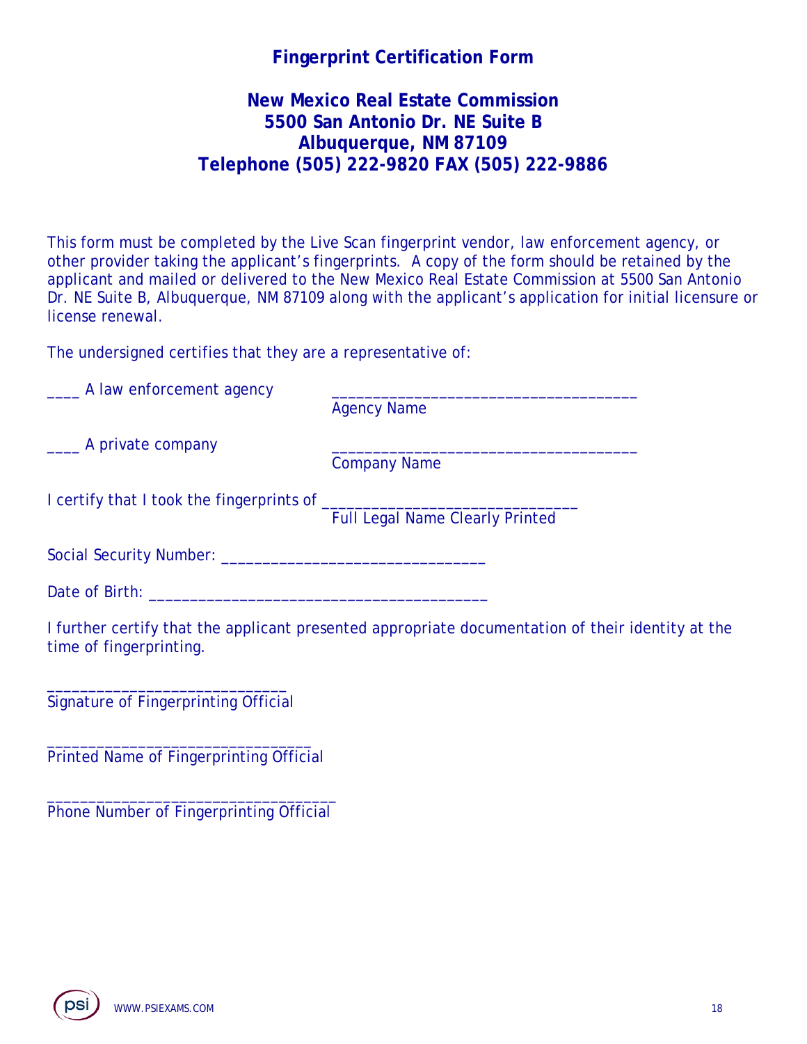# Fingerprint Certification Form

## New Mexico Real Estate Commission
## 5500 San Antonio Dr. NE Suite B
## Albuquerque, NM 87109
## Telephone (505) 222-9820 FAX (505) 222-9886

This form must be completed by the Live Scan fingerprint vendor, law enforcement agency, or other provider taking the applicant's fingerprints. A copy of the form should be retained by the applicant and mailed or delivered to the New Mexico Real Estate Commission at 5500 San Antonio Dr. NE Suite B, Albuquerque, NM 87109 along with the applicant's application for initial licensure or license renewal.

The undersigned certifies that they are a representative of:

____ A law enforcement agency ____________________________________
Agency Name

____ A private company ____________________________________
Company Name

I certify that I took the fingerprints of ______________________________
Full Legal Name Clearly Printed

Social Security Number: _______________________________

Date of Birth: ________________________________________

I further certify that the applicant presented appropriate documentation of their identity at the time of fingerprinting.

____________________________
Signature of Fingerprinting Official

_______________________________
Printed Name of Fingerprinting Official

__________________________________
Phone Number of Fingerprinting Official

WWW.PSIEXAMS.COM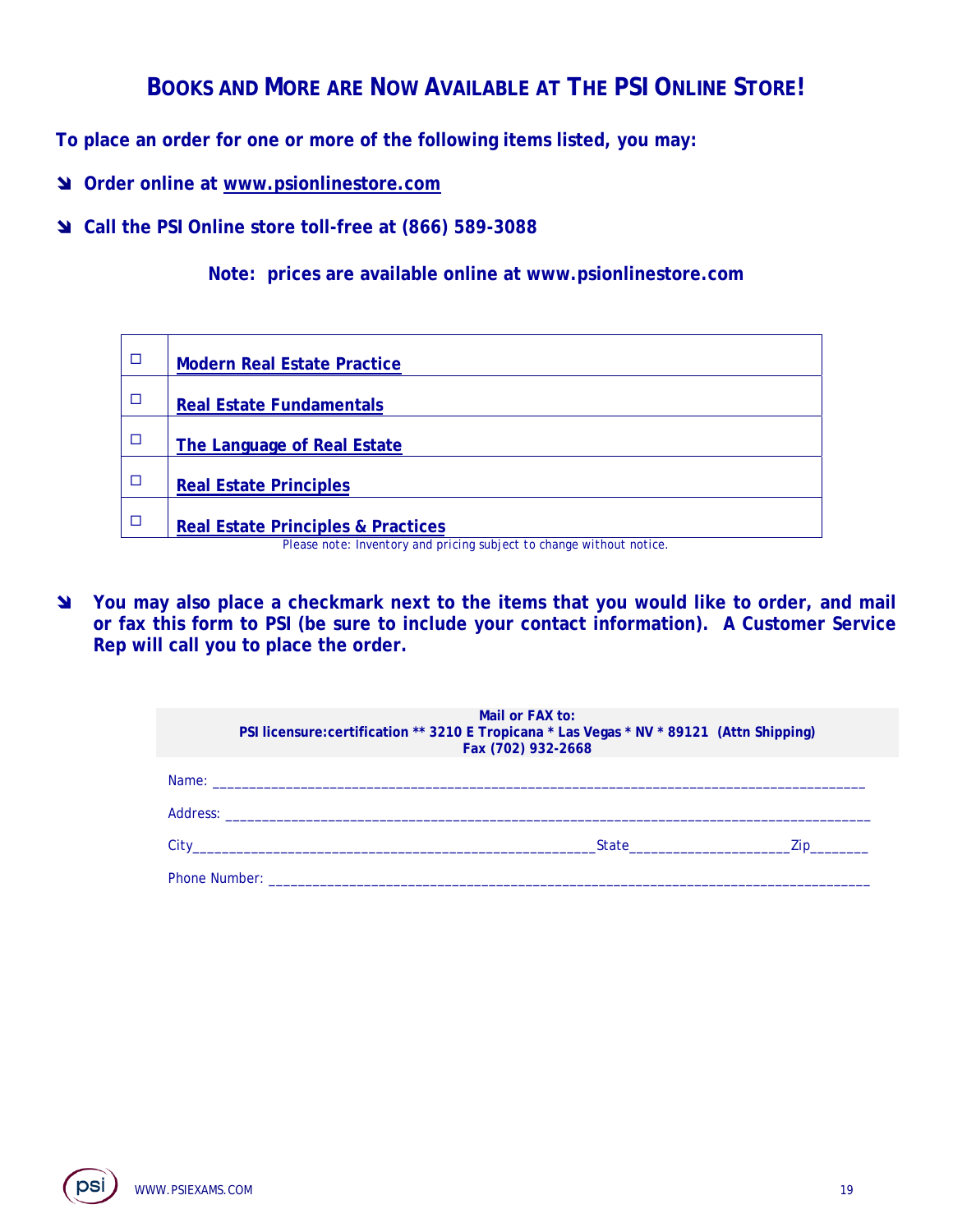# BOOKS AND MORE ARE NOW AVAILABLE AT THE PSI ONLINE STORE!

**To place an order for one or more of the following items listed, you may:**

- **Order online at www.psionlinestore.com**
- **Call the PSI Online store toll-free at (866) 589-3088**

**Note: prices are available online at www.psionlinestore.com**

| | |
|---|---|
| ☐ | **Modern Real Estate Practice** |
| ☐ | **Real Estate Fundamentals** |
| ☐ | **The Language of Real Estate** |
| ☐ | **Real Estate Principles** |
| ☐ | **Real Estate Principles & Practices** |

*Please note: Inventory and pricing subject to change without notice.*

- **You may also place a checkmark next to the items that you would like to order, and mail or fax this form to PSI (be sure to include your contact information). A Customer Service Rep will call you to place the order.**

**Mail or FAX to:**
**PSI licensure:certification ** 3210 E Tropicana * Las Vegas * NV * 89121 (Attn Shipping)**
**Fax (702) 932-2668**

Name: ________________________________________________________________________________________

Address: ______________________________________________________________________________________

City_______________________________________________________State____________________Zip_______

Phone Number: _________________________________________________________________________________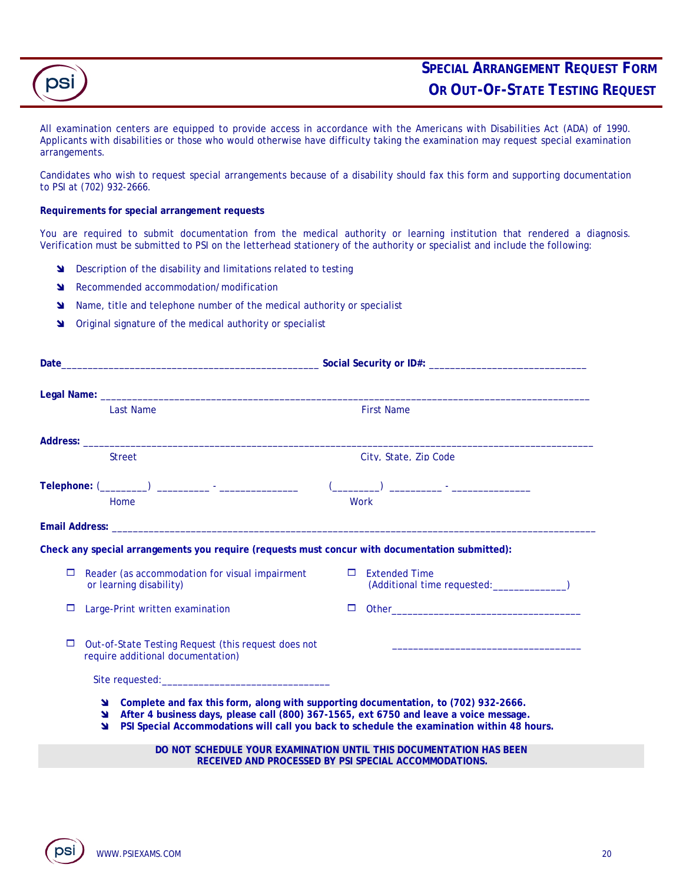# SPECIAL ARRANGEMENT REQUEST FORM OR OUT-OF-STATE TESTING REQUEST

All examination centers are equipped to provide access in accordance with the Americans with Disabilities Act (ADA) of 1990. Applicants with disabilities or those who would otherwise have difficulty taking the examination may request special examination arrangements.

Candidates who wish to request special arrangements because of a disability should fax this form and supporting documentation to PSI at (702) 932-2666.

**Requirements for special arrangement requests**

You are required to submit documentation from the medical authority or learning institution that rendered a diagnosis. Verification must be submitted to PSI on the letterhead stationery of the authority or specialist and include the following:

- Description of the disability and limitations related to testing
- Recommended accommodation/modification
- Name, title and telephone number of the medical authority or specialist
- Original signature of the medical authority or specialist

**Date**_______________________________________________ **Social Security or ID#:** ______________________________

**Legal Name:** ____________________________________________________________________________________
Last Name First Name

**Address:** _______________________________________________________________________________________
Street City, State, Zip Code

**Telephone:** (_________) __________ - _______________ (_________) __________ - _______________
Home Work

**Email Address:** __________________________________________________________________________________

**Check any special arrangements you require (requests must concur with documentation submitted):**

- ☐ Reader (as accommodation for visual impairment or learning disability)
- ☐ Extended Time (Additional time requested:______________)
- ☐ Large-Print written examination
- ☐ Other___________________________________ ___________________________________
- ☐ Out-of-State Testing Request (this request does not require additional documentation)

  Site requested:________________________________

- **Complete and fax this form, along with supporting documentation, to (702) 932-2666.**
- **After 4 business days, please call (800) 367-1565, ext 6750 and leave a voice message.**
- **PSI Special Accommodations will call you back to schedule the examination within 48 hours.**

**DO NOT SCHEDULE YOUR EXAMINATION UNTIL THIS DOCUMENTATION HAS BEEN RECEIVED AND PROCESSED BY PSI SPECIAL ACCOMMODATIONS.**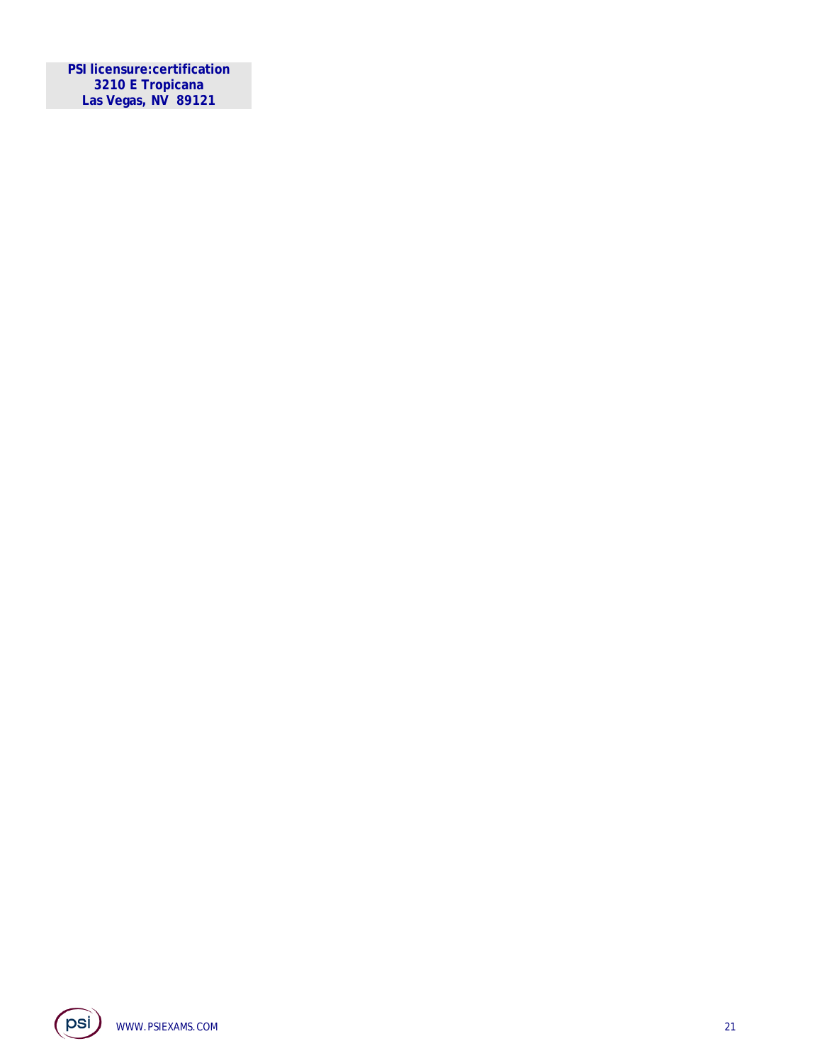**PSI licensure:certification**
**3210 E Tropicana**
**Las Vegas, NV 89121**